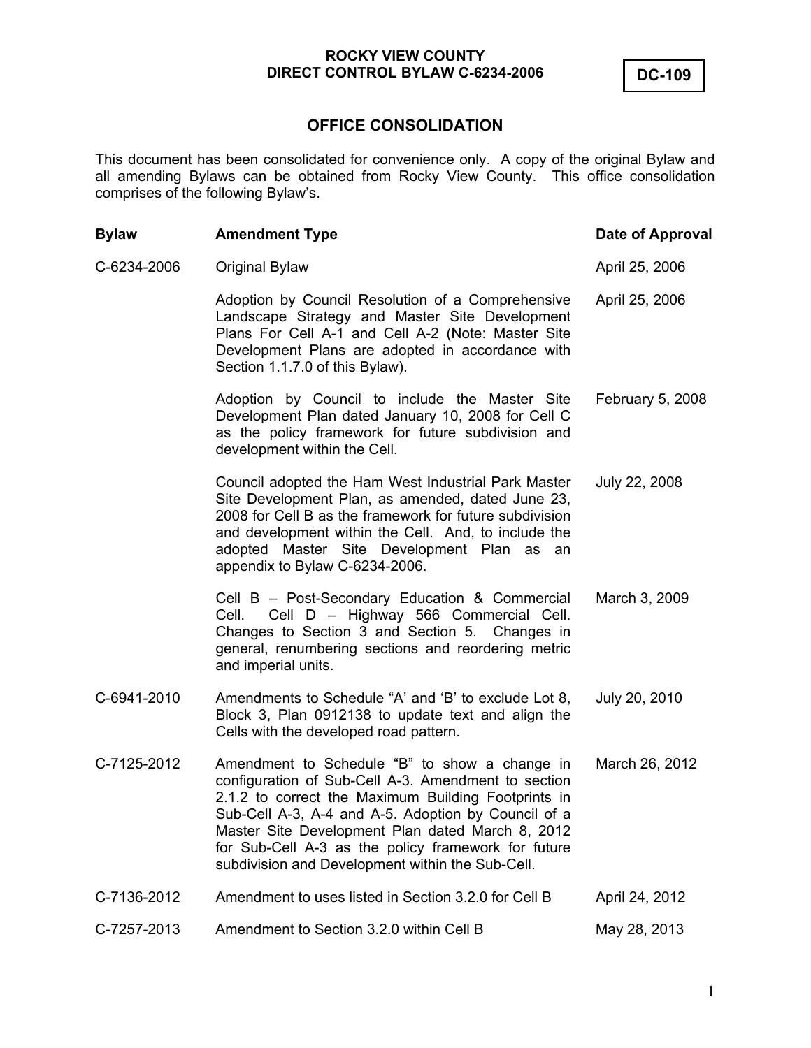**ROCKY VIEW COUNTY**
**DIRECT CONTROL BYLAW C-6234-2006**

**DC-109**

## OFFICE CONSOLIDATION

This document has been consolidated for convenience only. A copy of the original Bylaw and all amending Bylaws can be obtained from Rocky View County. This office consolidation comprises of the following Bylaw's.

| **Bylaw** | **Amendment Type** | **Date of Approval** |
|---|---|---|
| C-6234-2006 | Original Bylaw | April 25, 2006 |
| | Adoption by Council Resolution of a Comprehensive Landscape Strategy and Master Site Development Plans For Cell A-1 and Cell A-2 (Note: Master Site Development Plans are adopted in accordance with Section 1.1.7.0 of this Bylaw). | April 25, 2006 |
| | Adoption by Council to include the Master Site Development Plan dated January 10, 2008 for Cell C as the policy framework for future subdivision and development within the Cell. | February 5, 2008 |
| | Council adopted the Ham West Industrial Park Master Site Development Plan, as amended, dated June 23, 2008 for Cell B as the framework for future subdivision and development within the Cell. And, to include the adopted Master Site Development Plan as an appendix to Bylaw C-6234-2006. | July 22, 2008 |
| | Cell B – Post-Secondary Education & Commercial Cell. Cell D – Highway 566 Commercial Cell. Changes to Section 3 and Section 5. Changes in general, renumbering sections and reordering metric and imperial units. | March 3, 2009 |
| C-6941-2010 | Amendments to Schedule "A' and 'B' to exclude Lot 8, Block 3, Plan 0912138 to update text and align the Cells with the developed road pattern. | July 20, 2010 |
| C-7125-2012 | Amendment to Schedule "B" to show a change in configuration of Sub-Cell A-3. Amendment to section 2.1.2 to correct the Maximum Building Footprints in Sub-Cell A-3, A-4 and A-5. Adoption by Council of a Master Site Development Plan dated March 8, 2012 for Sub-Cell A-3 as the policy framework for future subdivision and Development within the Sub-Cell. | March 26, 2012 |
| C-7136-2012 | Amendment to uses listed in Section 3.2.0 for Cell B | April 24, 2012 |
| C-7257-2013 | Amendment to Section 3.2.0 within Cell B | May 28, 2013 |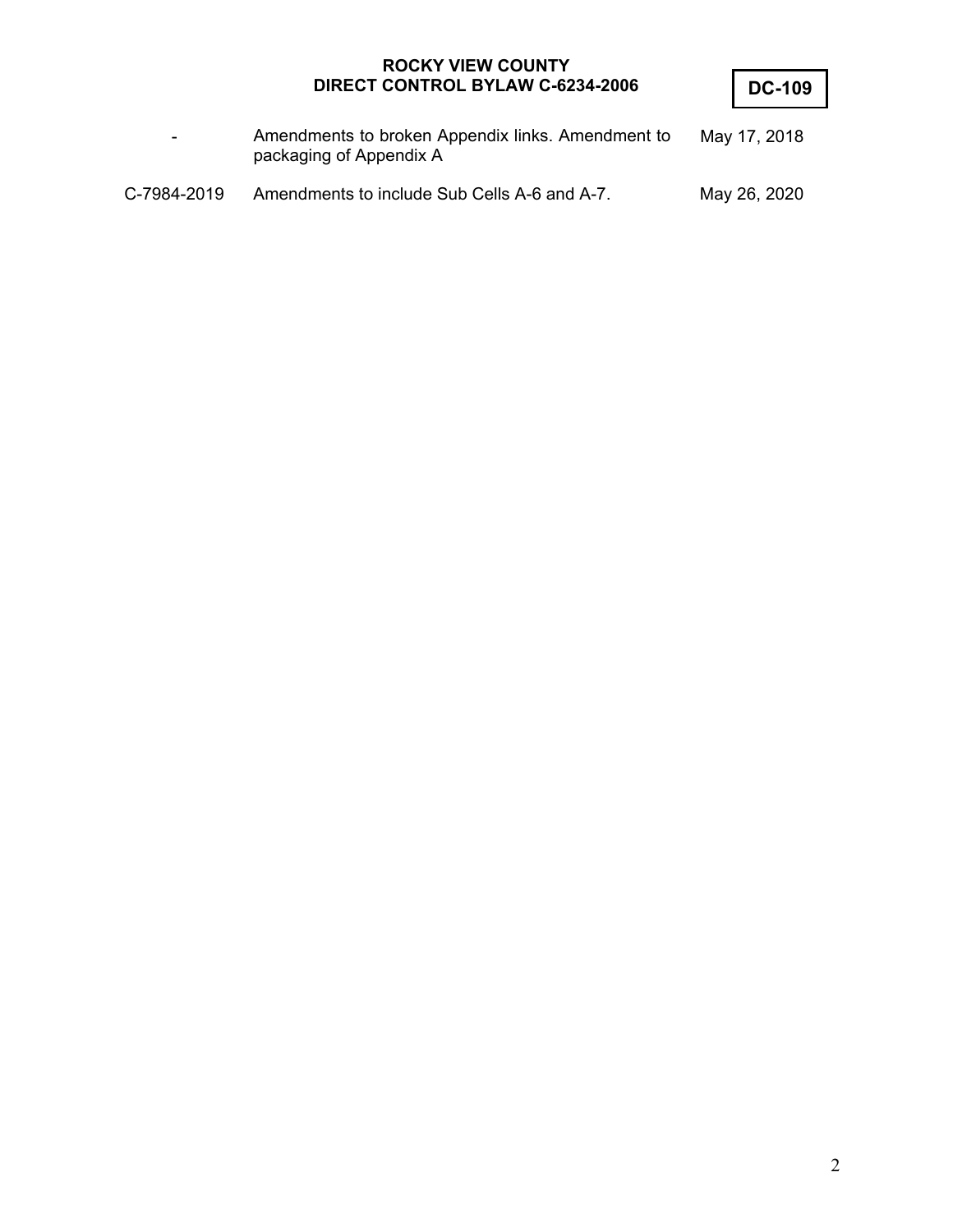| | | |
|---|---|---|
| - | Amendments to broken Appendix links. Amendment to packaging of Appendix A | May 17, 2018 |
| C-7984-2019 | Amendments to include Sub Cells A-6 and A-7. | May 26, 2020 |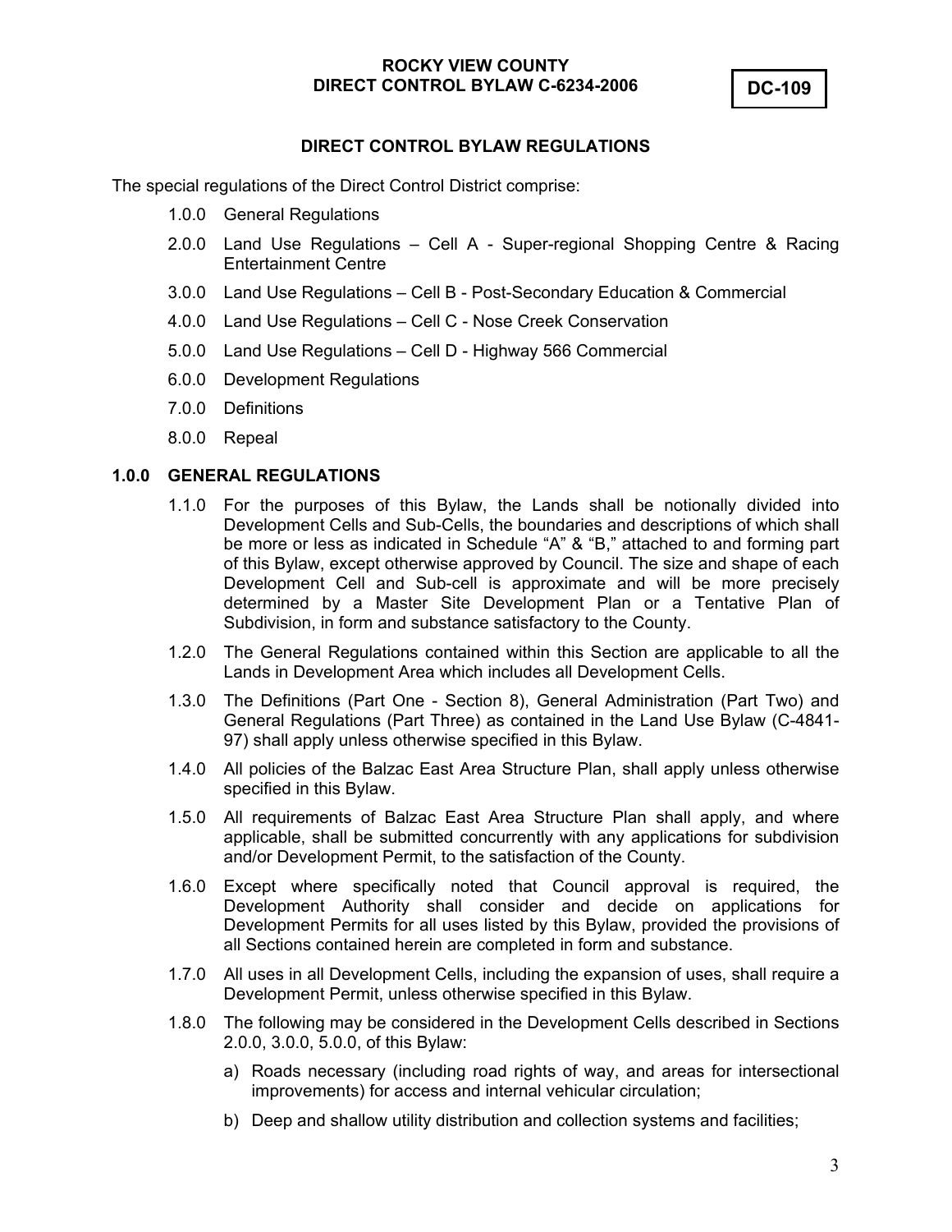ROCKY VIEW COUNTY
DIRECT CONTROL BYLAW C-6234-2006

**DC-109**

## DIRECT CONTROL BYLAW REGULATIONS

The special regulations of the Direct Control District comprise:

- 1.0.0 General Regulations
- 2.0.0 Land Use Regulations – Cell A - Super-regional Shopping Centre & Racing Entertainment Centre
- 3.0.0 Land Use Regulations – Cell B - Post-Secondary Education & Commercial
- 4.0.0 Land Use Regulations – Cell C - Nose Creek Conservation
- 5.0.0 Land Use Regulations – Cell D - Highway 566 Commercial
- 6.0.0 Development Regulations
- 7.0.0 Definitions
- 8.0.0 Repeal

### 1.0.0 GENERAL REGULATIONS

1.1.0 For the purposes of this Bylaw, the Lands shall be notionally divided into Development Cells and Sub-Cells, the boundaries and descriptions of which shall be more or less as indicated in Schedule "A" & "B," attached to and forming part of this Bylaw, except otherwise approved by Council. The size and shape of each Development Cell and Sub-cell is approximate and will be more precisely determined by a Master Site Development Plan or a Tentative Plan of Subdivision, in form and substance satisfactory to the County.

1.2.0 The General Regulations contained within this Section are applicable to all the Lands in Development Area which includes all Development Cells.

1.3.0 The Definitions (Part One - Section 8), General Administration (Part Two) and General Regulations (Part Three) as contained in the Land Use Bylaw (C-4841-97) shall apply unless otherwise specified in this Bylaw.

1.4.0 All policies of the Balzac East Area Structure Plan, shall apply unless otherwise specified in this Bylaw.

1.5.0 All requirements of Balzac East Area Structure Plan shall apply, and where applicable, shall be submitted concurrently with any applications for subdivision and/or Development Permit, to the satisfaction of the County.

1.6.0 Except where specifically noted that Council approval is required, the Development Authority shall consider and decide on applications for Development Permits for all uses listed by this Bylaw, provided the provisions of all Sections contained herein are completed in form and substance.

1.7.0 All uses in all Development Cells, including the expansion of uses, shall require a Development Permit, unless otherwise specified in this Bylaw.

1.8.0 The following may be considered in the Development Cells described in Sections 2.0.0, 3.0.0, 5.0.0, of this Bylaw:

a) Roads necessary (including road rights of way, and areas for intersectional improvements) for access and internal vehicular circulation;

b) Deep and shallow utility distribution and collection systems and facilities;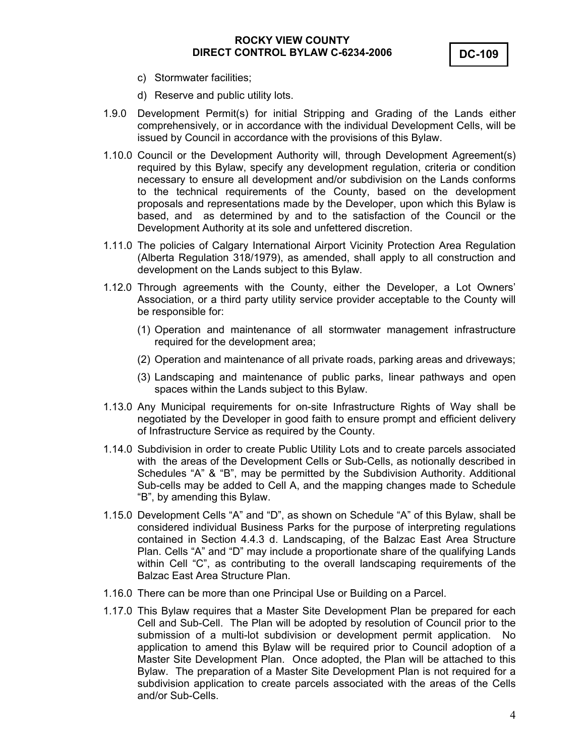c) Stormwater facilities;

d) Reserve and public utility lots.

1.9.0 Development Permit(s) for initial Stripping and Grading of the Lands either comprehensively, or in accordance with the individual Development Cells, will be issued by Council in accordance with the provisions of this Bylaw.

1.10.0 Council or the Development Authority will, through Development Agreement(s) required by this Bylaw, specify any development regulation, criteria or condition necessary to ensure all development and/or subdivision on the Lands conforms to the technical requirements of the County, based on the development proposals and representations made by the Developer, upon which this Bylaw is based, and as determined by and to the satisfaction of the Council or the Development Authority at its sole and unfettered discretion.

1.11.0 The policies of Calgary International Airport Vicinity Protection Area Regulation (Alberta Regulation 318/1979), as amended, shall apply to all construction and development on the Lands subject to this Bylaw.

1.12.0 Through agreements with the County, either the Developer, a Lot Owners' Association, or a third party utility service provider acceptable to the County will be responsible for:

(1) Operation and maintenance of all stormwater management infrastructure required for the development area;

(2) Operation and maintenance of all private roads, parking areas and driveways;

(3) Landscaping and maintenance of public parks, linear pathways and open spaces within the Lands subject to this Bylaw.

1.13.0 Any Municipal requirements for on-site Infrastructure Rights of Way shall be negotiated by the Developer in good faith to ensure prompt and efficient delivery of Infrastructure Service as required by the County.

1.14.0 Subdivision in order to create Public Utility Lots and to create parcels associated with the areas of the Development Cells or Sub-Cells, as notionally described in Schedules "A" & "B", may be permitted by the Subdivision Authority. Additional Sub-cells may be added to Cell A, and the mapping changes made to Schedule "B", by amending this Bylaw.

1.15.0 Development Cells "A" and "D", as shown on Schedule "A" of this Bylaw, shall be considered individual Business Parks for the purpose of interpreting regulations contained in Section 4.4.3 d. Landscaping, of the Balzac East Area Structure Plan. Cells "A" and "D" may include a proportionate share of the qualifying Lands within Cell "C", as contributing to the overall landscaping requirements of the Balzac East Area Structure Plan.

1.16.0 There can be more than one Principal Use or Building on a Parcel.

1.17.0 This Bylaw requires that a Master Site Development Plan be prepared for each Cell and Sub-Cell. The Plan will be adopted by resolution of Council prior to the submission of a multi-lot subdivision or development permit application. No application to amend this Bylaw will be required prior to Council adoption of a Master Site Development Plan. Once adopted, the Plan will be attached to this Bylaw. The preparation of a Master Site Development Plan is not required for a subdivision application to create parcels associated with the areas of the Cells and/or Sub-Cells.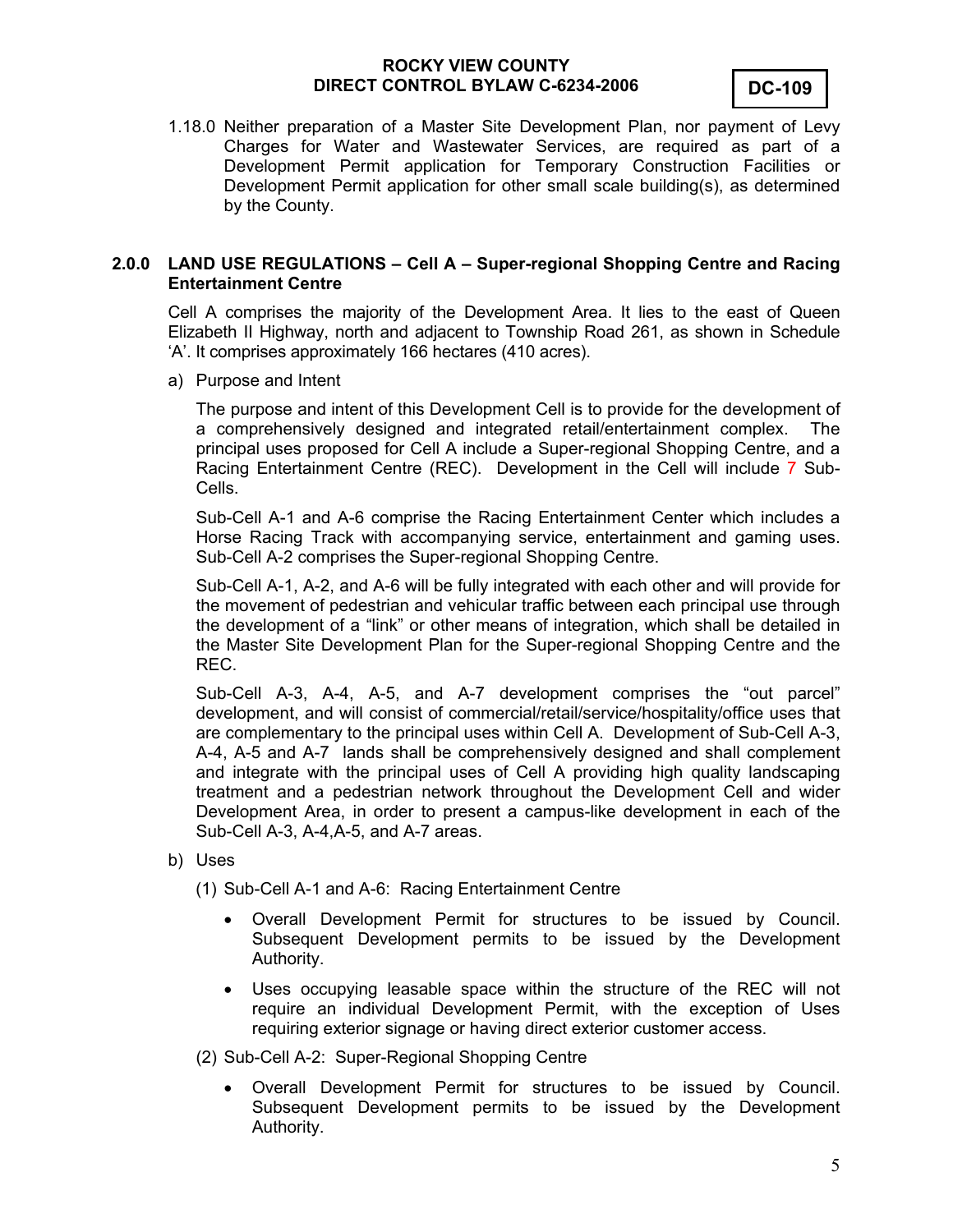1.18.0 Neither preparation of a Master Site Development Plan, nor payment of Levy Charges for Water and Wastewater Services, are required as part of a Development Permit application for Temporary Construction Facilities or Development Permit application for other small scale building(s), as determined by the County.

## 2.0.0 LAND USE REGULATIONS – Cell A – Super-regional Shopping Centre and Racing Entertainment Centre

Cell A comprises the majority of the Development Area. It lies to the east of Queen Elizabeth II Highway, north and adjacent to Township Road 261, as shown in Schedule 'A'. It comprises approximately 166 hectares (410 acres).

a) Purpose and Intent

The purpose and intent of this Development Cell is to provide for the development of a comprehensively designed and integrated retail/entertainment complex. The principal uses proposed for Cell A include a Super-regional Shopping Centre, and a Racing Entertainment Centre (REC). Development in the Cell will include 7 Sub-Cells.

Sub-Cell A-1 and A-6 comprise the Racing Entertainment Center which includes a Horse Racing Track with accompanying service, entertainment and gaming uses. Sub-Cell A-2 comprises the Super-regional Shopping Centre.

Sub-Cell A-1, A-2, and A-6 will be fully integrated with each other and will provide for the movement of pedestrian and vehicular traffic between each principal use through the development of a "link" or other means of integration, which shall be detailed in the Master Site Development Plan for the Super-regional Shopping Centre and the REC.

Sub-Cell A-3, A-4, A-5, and A-7 development comprises the "out parcel" development, and will consist of commercial/retail/service/hospitality/office uses that are complementary to the principal uses within Cell A. Development of Sub-Cell A-3, A-4, A-5 and A-7 lands shall be comprehensively designed and shall complement and integrate with the principal uses of Cell A providing high quality landscaping treatment and a pedestrian network throughout the Development Cell and wider Development Area, in order to present a campus-like development in each of the Sub-Cell A-3, A-4,A-5, and A-7 areas.

b) Uses

(1) Sub-Cell A-1 and A-6: Racing Entertainment Centre

- Overall Development Permit for structures to be issued by Council. Subsequent Development permits to be issued by the Development Authority.
- Uses occupying leasable space within the structure of the REC will not require an individual Development Permit, with the exception of Uses requiring exterior signage or having direct exterior customer access.

(2) Sub-Cell A-2: Super-Regional Shopping Centre

- Overall Development Permit for structures to be issued by Council. Subsequent Development permits to be issued by the Development Authority.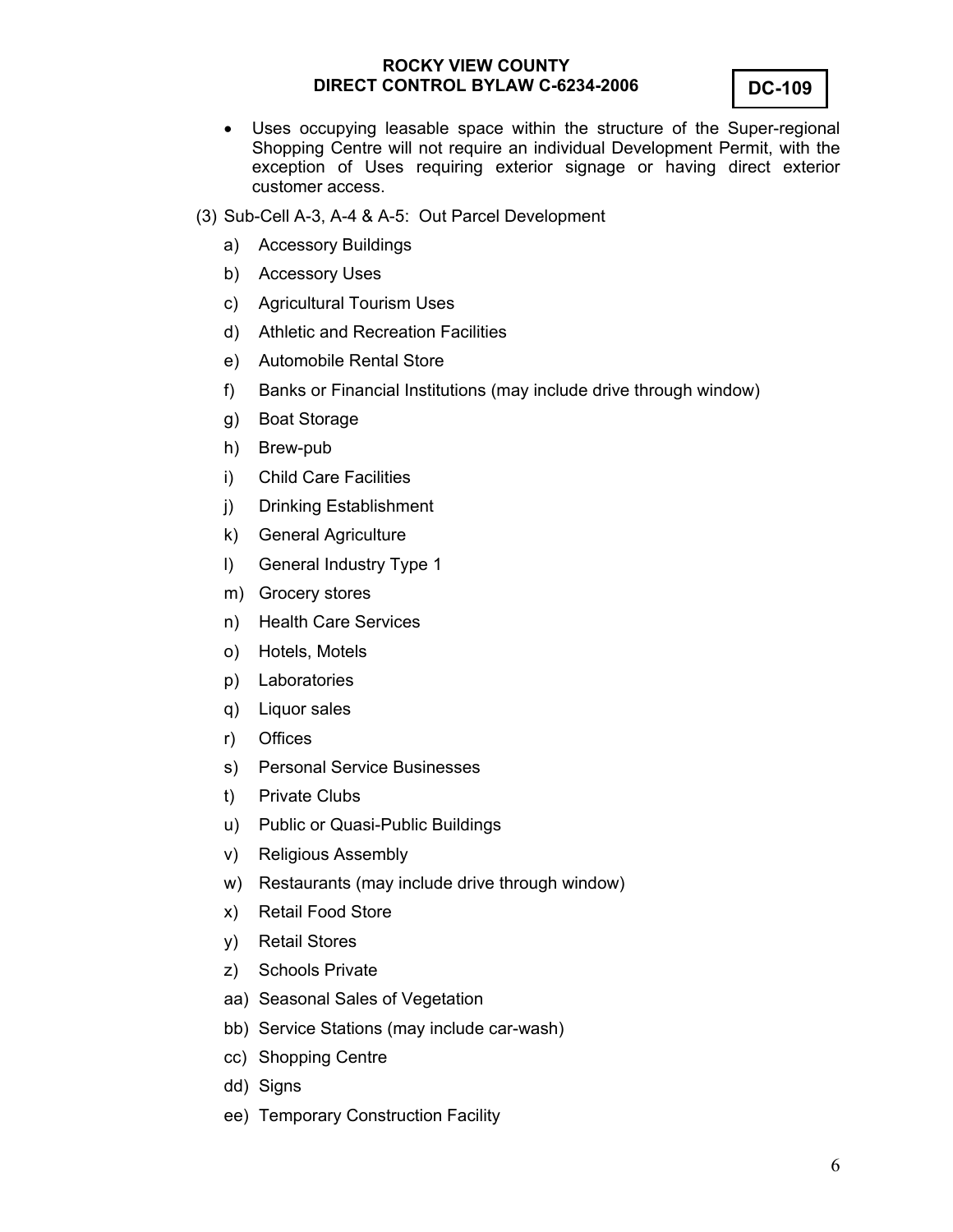- Uses occupying leasable space within the structure of the Super-regional Shopping Centre will not require an individual Development Permit, with the exception of Uses requiring exterior signage or having direct exterior customer access.

(3) Sub-Cell A-3, A-4 & A-5: Out Parcel Development

a) Accessory Buildings
b) Accessory Uses
c) Agricultural Tourism Uses
d) Athletic and Recreation Facilities
e) Automobile Rental Store
f) Banks or Financial Institutions (may include drive through window)
g) Boat Storage
h) Brew-pub
i) Child Care Facilities
j) Drinking Establishment
k) General Agriculture
l) General Industry Type 1
m) Grocery stores
n) Health Care Services
o) Hotels, Motels
p) Laboratories
q) Liquor sales
r) Offices
s) Personal Service Businesses
t) Private Clubs
u) Public or Quasi-Public Buildings
v) Religious Assembly
w) Restaurants (may include drive through window)
x) Retail Food Store
y) Retail Stores
z) Schools Private
aa) Seasonal Sales of Vegetation
bb) Service Stations (may include car-wash)
cc) Shopping Centre
dd) Signs
ee) Temporary Construction Facility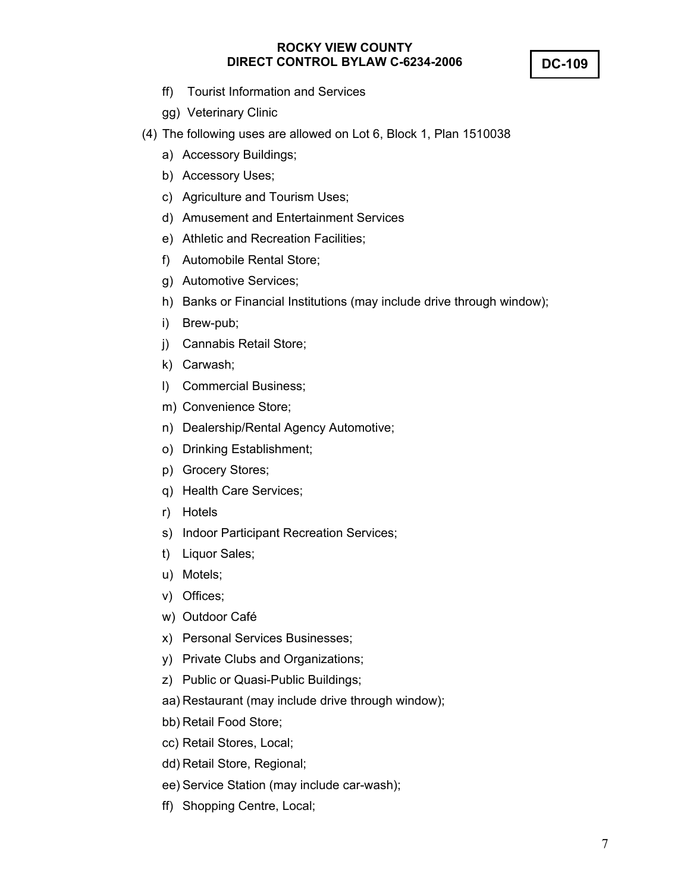ff) Tourist Information and Services

gg) Veterinary Clinic

(4) The following uses are allowed on Lot 6, Block 1, Plan 1510038

a) Accessory Buildings;

b) Accessory Uses;

c) Agriculture and Tourism Uses;

d) Amusement and Entertainment Services

e) Athletic and Recreation Facilities;

f) Automobile Rental Store;

g) Automotive Services;

h) Banks or Financial Institutions (may include drive through window);

i) Brew-pub;

j) Cannabis Retail Store;

k) Carwash;

l) Commercial Business;

m) Convenience Store;

n) Dealership/Rental Agency Automotive;

o) Drinking Establishment;

p) Grocery Stores;

q) Health Care Services;

r) Hotels

s) Indoor Participant Recreation Services;

t) Liquor Sales;

u) Motels;

v) Offices;

w) Outdoor Café

x) Personal Services Businesses;

y) Private Clubs and Organizations;

z) Public or Quasi-Public Buildings;

aa) Restaurant (may include drive through window);

bb) Retail Food Store;

cc) Retail Stores, Local;

dd) Retail Store, Regional;

ee) Service Station (may include car-wash);

ff) Shopping Centre, Local;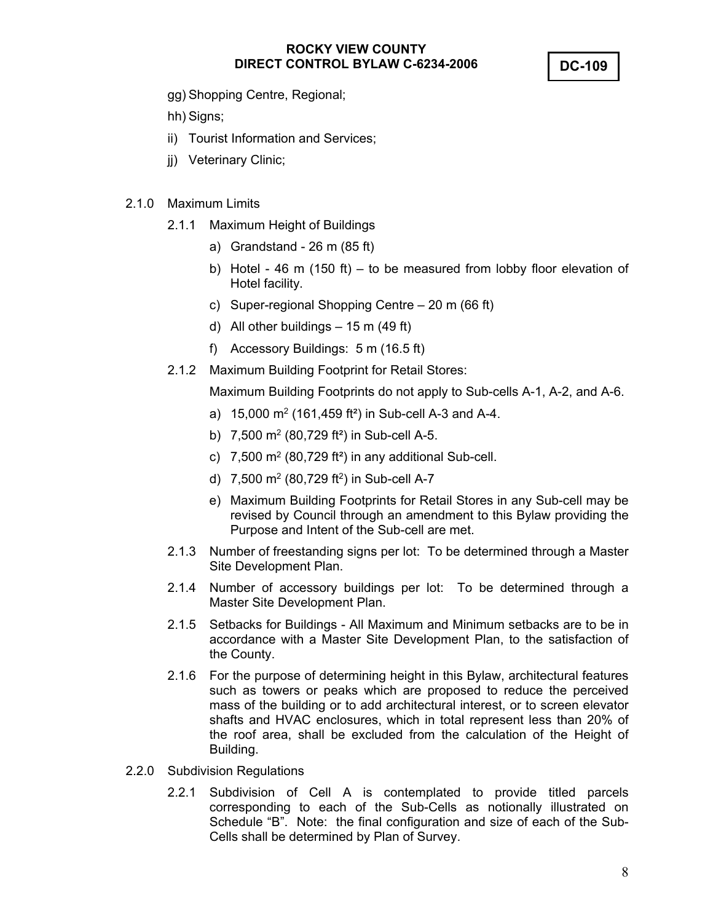gg) Shopping Centre, Regional;

hh) Signs;

ii) Tourist Information and Services;

jj) Veterinary Clinic;

2.1.0 Maximum Limits

2.1.1 Maximum Height of Buildings

a) Grandstand - 26 m (85 ft)

b) Hotel - 46 m (150 ft) – to be measured from lobby floor elevation of Hotel facility.

c) Super-regional Shopping Centre – 20 m (66 ft)

d) All other buildings – 15 m (49 ft)

f) Accessory Buildings: 5 m (16.5 ft)

2.1.2 Maximum Building Footprint for Retail Stores:

Maximum Building Footprints do not apply to Sub-cells A-1, A-2, and A-6.

a) 15,000 $m^2$ (161,459 $ft^2$) in Sub-cell A-3 and A-4.

b) 7,500 $m^2$ (80,729 $ft^2$) in Sub-cell A-5.

c) 7,500 $m^2$ (80,729 $ft^2$) in any additional Sub-cell.

d) 7,500 $m^2$ (80,729 $ft^2$) in Sub-cell A-7

e) Maximum Building Footprints for Retail Stores in any Sub-cell may be revised by Council through an amendment to this Bylaw providing the Purpose and Intent of the Sub-cell are met.

2.1.3 Number of freestanding signs per lot: To be determined through a Master Site Development Plan.

2.1.4 Number of accessory buildings per lot: To be determined through a Master Site Development Plan.

2.1.5 Setbacks for Buildings - All Maximum and Minimum setbacks are to be in accordance with a Master Site Development Plan, to the satisfaction of the County.

2.1.6 For the purpose of determining height in this Bylaw, architectural features such as towers or peaks which are proposed to reduce the perceived mass of the building or to add architectural interest, or to screen elevator shafts and HVAC enclosures, which in total represent less than 20% of the roof area, shall be excluded from the calculation of the Height of Building.

2.2.0 Subdivision Regulations

2.2.1 Subdivision of Cell A is contemplated to provide titled parcels corresponding to each of the Sub-Cells as notionally illustrated on Schedule "B". Note: the final configuration and size of each of the Sub-Cells shall be determined by Plan of Survey.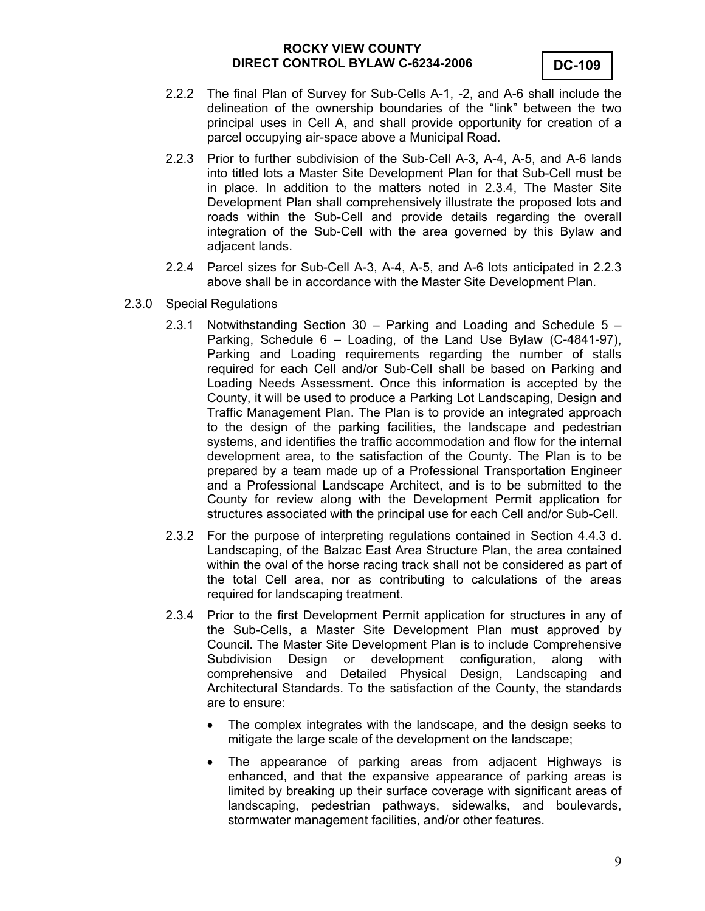2.2.2 The final Plan of Survey for Sub-Cells A-1, -2, and A-6 shall include the delineation of the ownership boundaries of the "link" between the two principal uses in Cell A, and shall provide opportunity for creation of a parcel occupying air-space above a Municipal Road.

2.2.3 Prior to further subdivision of the Sub-Cell A-3, A-4, A-5, and A-6 lands into titled lots a Master Site Development Plan for that Sub-Cell must be in place. In addition to the matters noted in 2.3.4, The Master Site Development Plan shall comprehensively illustrate the proposed lots and roads within the Sub-Cell and provide details regarding the overall integration of the Sub-Cell with the area governed by this Bylaw and adjacent lands.

2.2.4 Parcel sizes for Sub-Cell A-3, A-4, A-5, and A-6 lots anticipated in 2.2.3 above shall be in accordance with the Master Site Development Plan.

2.3.0 Special Regulations

2.3.1 Notwithstanding Section 30 – Parking and Loading and Schedule 5 – Parking, Schedule 6 – Loading, of the Land Use Bylaw (C-4841-97), Parking and Loading requirements regarding the number of stalls required for each Cell and/or Sub-Cell shall be based on Parking and Loading Needs Assessment. Once this information is accepted by the County, it will be used to produce a Parking Lot Landscaping, Design and Traffic Management Plan. The Plan is to provide an integrated approach to the design of the parking facilities, the landscape and pedestrian systems, and identifies the traffic accommodation and flow for the internal development area, to the satisfaction of the County. The Plan is to be prepared by a team made up of a Professional Transportation Engineer and a Professional Landscape Architect, and is to be submitted to the County for review along with the Development Permit application for structures associated with the principal use for each Cell and/or Sub-Cell.

2.3.2 For the purpose of interpreting regulations contained in Section 4.4.3 d. Landscaping, of the Balzac East Area Structure Plan, the area contained within the oval of the horse racing track shall not be considered as part of the total Cell area, nor as contributing to calculations of the areas required for landscaping treatment.

2.3.4 Prior to the first Development Permit application for structures in any of the Sub-Cells, a Master Site Development Plan must approved by Council. The Master Site Development Plan is to include Comprehensive Subdivision Design or development configuration, along with comprehensive and Detailed Physical Design, Landscaping and Architectural Standards. To the satisfaction of the County, the standards are to ensure:

- The complex integrates with the landscape, and the design seeks to mitigate the large scale of the development on the landscape;
- The appearance of parking areas from adjacent Highways is enhanced, and that the expansive appearance of parking areas is limited by breaking up their surface coverage with significant areas of landscaping, pedestrian pathways, sidewalks, and boulevards, stormwater management facilities, and/or other features.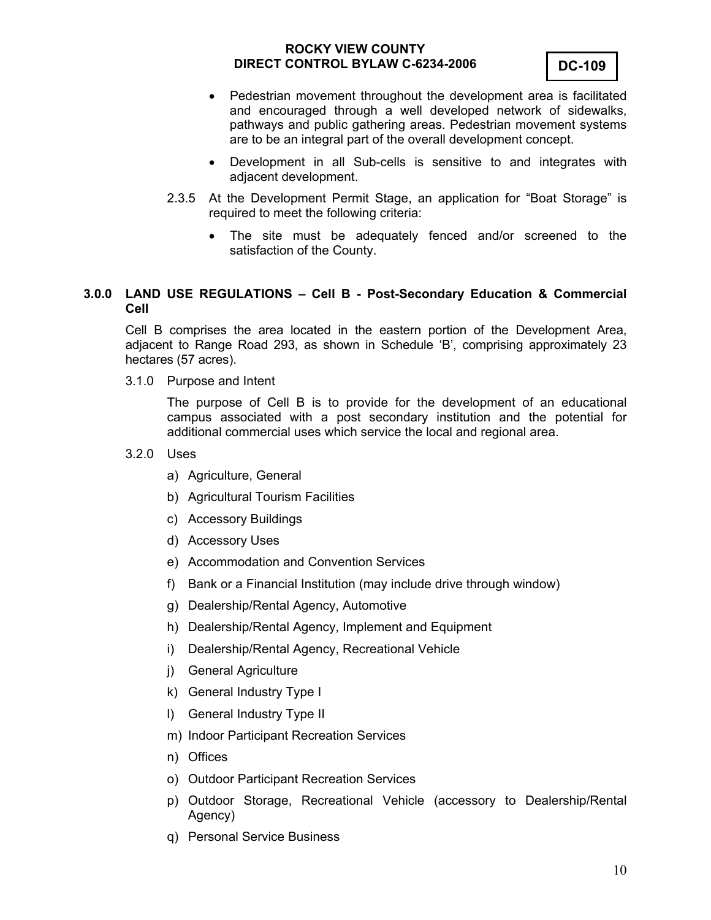- Pedestrian movement throughout the development area is facilitated and encouraged through a well developed network of sidewalks, pathways and public gathering areas. Pedestrian movement systems are to be an integral part of the overall development concept.
- Development in all Sub-cells is sensitive to and integrates with adjacent development.

2.3.5 At the Development Permit Stage, an application for "Boat Storage" is required to meet the following criteria:

- The site must be adequately fenced and/or screened to the satisfaction of the County.

## 3.0.0 LAND USE REGULATIONS – Cell B - Post-Secondary Education & Commercial Cell

Cell B comprises the area located in the eastern portion of the Development Area, adjacent to Range Road 293, as shown in Schedule 'B', comprising approximately 23 hectares (57 acres).

3.1.0 Purpose and Intent

The purpose of Cell B is to provide for the development of an educational campus associated with a post secondary institution and the potential for additional commercial uses which service the local and regional area.

3.2.0 Uses

a) Agriculture, General
b) Agricultural Tourism Facilities
c) Accessory Buildings
d) Accessory Uses
e) Accommodation and Convention Services
f) Bank or a Financial Institution (may include drive through window)
g) Dealership/Rental Agency, Automotive
h) Dealership/Rental Agency, Implement and Equipment
i) Dealership/Rental Agency, Recreational Vehicle
j) General Agriculture
k) General Industry Type I
l) General Industry Type II
m) Indoor Participant Recreation Services
n) Offices
o) Outdoor Participant Recreation Services
p) Outdoor Storage, Recreational Vehicle (accessory to Dealership/Rental Agency)
q) Personal Service Business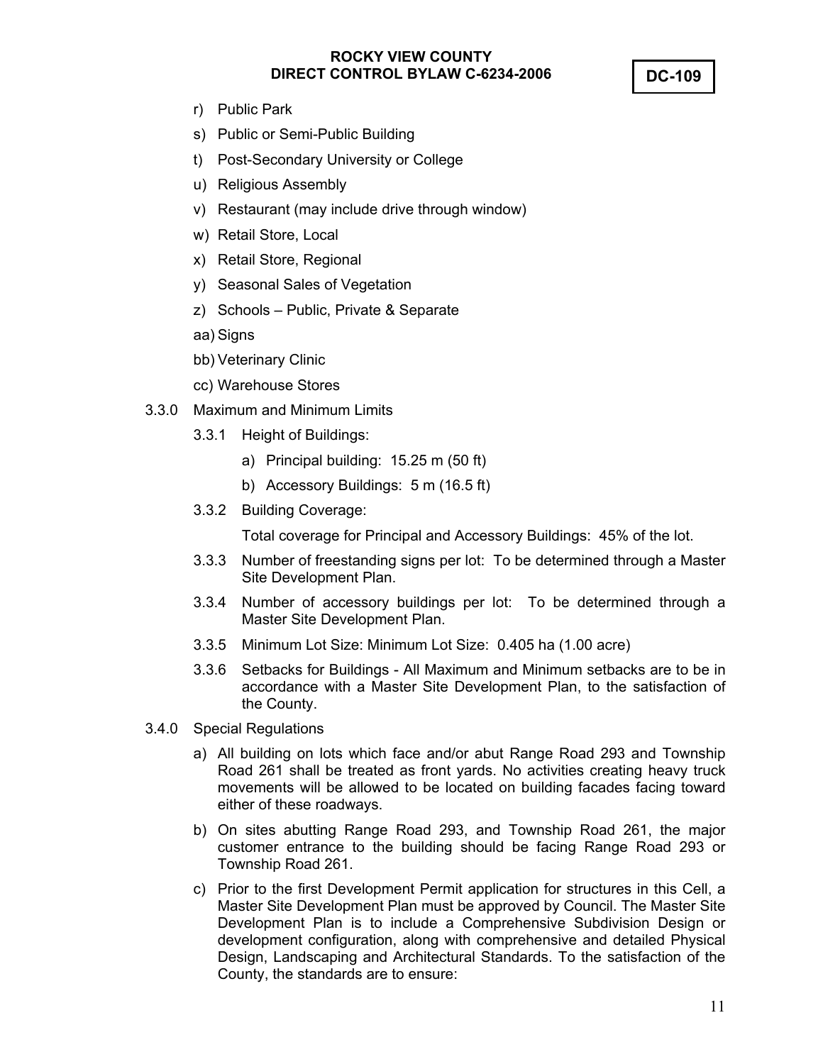r) Public Park

s) Public or Semi-Public Building

t) Post-Secondary University or College

u) Religious Assembly

v) Restaurant (may include drive through window)

w) Retail Store, Local

x) Retail Store, Regional

y) Seasonal Sales of Vegetation

z) Schools – Public, Private & Separate

aa) Signs

bb) Veterinary Clinic

cc) Warehouse Stores

3.3.0 Maximum and Minimum Limits

3.3.1 Height of Buildings:

a) Principal building: 15.25 m (50 ft)

b) Accessory Buildings: 5 m (16.5 ft)

3.3.2 Building Coverage:

Total coverage for Principal and Accessory Buildings: 45% of the lot.

3.3.3 Number of freestanding signs per lot: To be determined through a Master Site Development Plan.

3.3.4 Number of accessory buildings per lot: To be determined through a Master Site Development Plan.

3.3.5 Minimum Lot Size: Minimum Lot Size: 0.405 ha (1.00 acre)

3.3.6 Setbacks for Buildings - All Maximum and Minimum setbacks are to be in accordance with a Master Site Development Plan, to the satisfaction of the County.

3.4.0 Special Regulations

a) All building on lots which face and/or abut Range Road 293 and Township Road 261 shall be treated as front yards. No activities creating heavy truck movements will be allowed to be located on building facades facing toward either of these roadways.

b) On sites abutting Range Road 293, and Township Road 261, the major customer entrance to the building should be facing Range Road 293 or Township Road 261.

c) Prior to the first Development Permit application for structures in this Cell, a Master Site Development Plan must be approved by Council. The Master Site Development Plan is to include a Comprehensive Subdivision Design or development configuration, along with comprehensive and detailed Physical Design, Landscaping and Architectural Standards. To the satisfaction of the County, the standards are to ensure: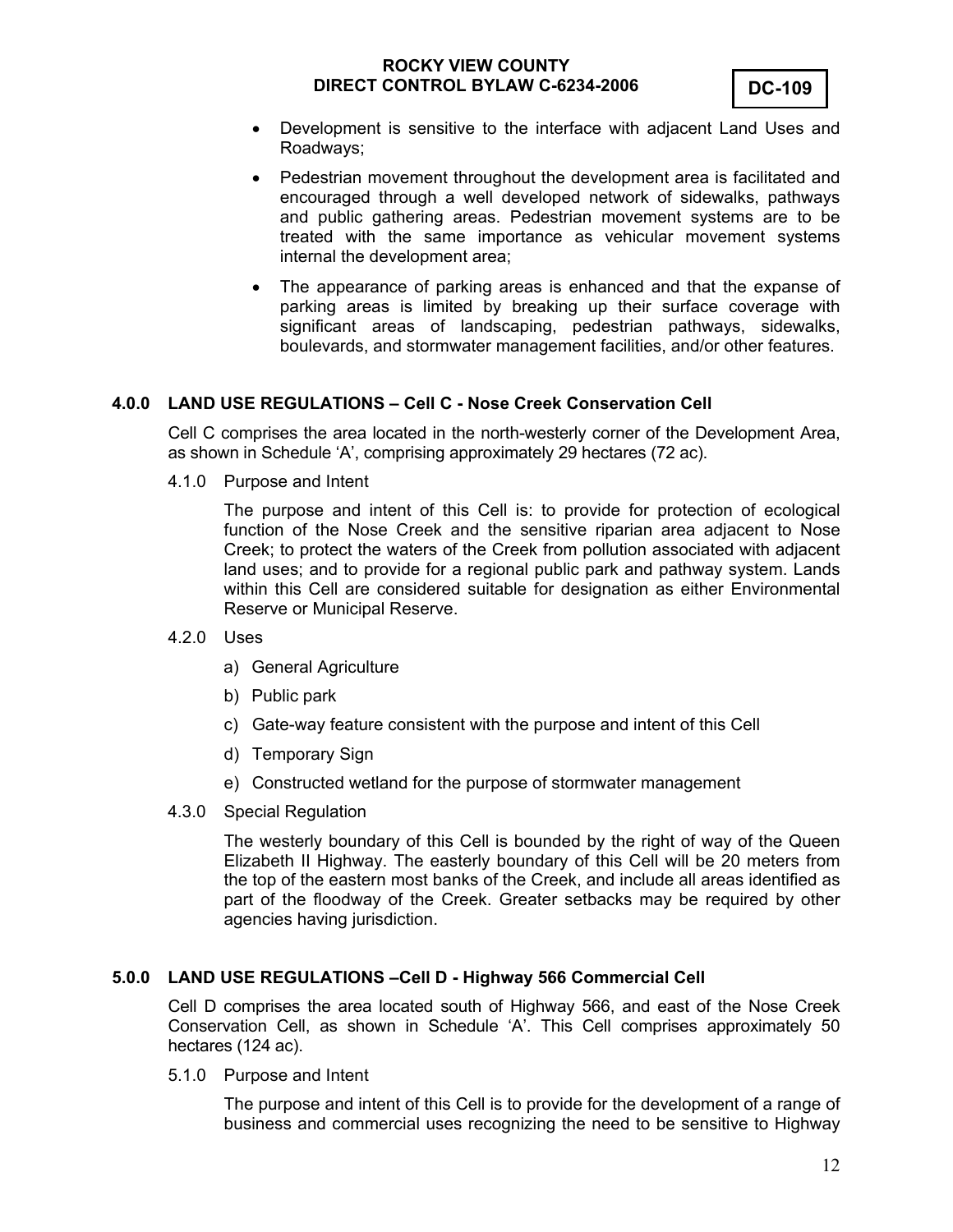- Development is sensitive to the interface with adjacent Land Uses and Roadways;
- Pedestrian movement throughout the development area is facilitated and encouraged through a well developed network of sidewalks, pathways and public gathering areas. Pedestrian movement systems are to be treated with the same importance as vehicular movement systems internal the development area;
- The appearance of parking areas is enhanced and that the expanse of parking areas is limited by breaking up their surface coverage with significant areas of landscaping, pedestrian pathways, sidewalks, boulevards, and stormwater management facilities, and/or other features.

## 4.0.0 LAND USE REGULATIONS – Cell C - Nose Creek Conservation Cell

Cell C comprises the area located in the north-westerly corner of the Development Area, as shown in Schedule 'A', comprising approximately 29 hectares (72 ac).

### 4.1.0 Purpose and Intent

The purpose and intent of this Cell is: to provide for protection of ecological function of the Nose Creek and the sensitive riparian area adjacent to Nose Creek; to protect the waters of the Creek from pollution associated with adjacent land uses; and to provide for a regional public park and pathway system. Lands within this Cell are considered suitable for designation as either Environmental Reserve or Municipal Reserve.

### 4.2.0 Uses

a) General Agriculture

b) Public park

c) Gate-way feature consistent with the purpose and intent of this Cell

d) Temporary Sign

e) Constructed wetland for the purpose of stormwater management

### 4.3.0 Special Regulation

The westerly boundary of this Cell is bounded by the right of way of the Queen Elizabeth II Highway. The easterly boundary of this Cell will be 20 meters from the top of the eastern most banks of the Creek, and include all areas identified as part of the floodway of the Creek. Greater setbacks may be required by other agencies having jurisdiction.

## 5.0.0 LAND USE REGULATIONS –Cell D - Highway 566 Commercial Cell

Cell D comprises the area located south of Highway 566, and east of the Nose Creek Conservation Cell, as shown in Schedule 'A'. This Cell comprises approximately 50 hectares (124 ac).

### 5.1.0 Purpose and Intent

The purpose and intent of this Cell is to provide for the development of a range of business and commercial uses recognizing the need to be sensitive to Highway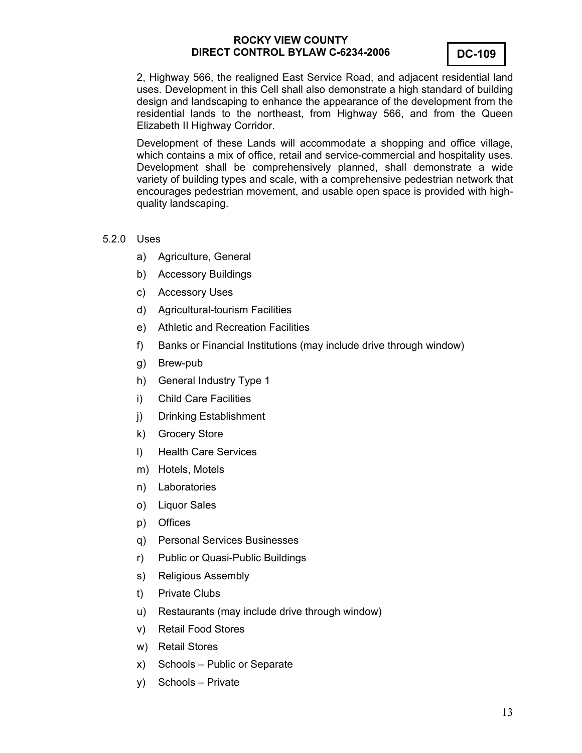2, Highway 566, the realigned East Service Road, and adjacent residential land uses. Development in this Cell shall also demonstrate a high standard of building design and landscaping to enhance the appearance of the development from the residential lands to the northeast, from Highway 566, and from the Queen Elizabeth II Highway Corridor.

Development of these Lands will accommodate a shopping and office village, which contains a mix of office, retail and service-commercial and hospitality uses. Development shall be comprehensively planned, shall demonstrate a wide variety of building types and scale, with a comprehensive pedestrian network that encourages pedestrian movement, and usable open space is provided with high-quality landscaping.

5.2.0 Uses

a) Agriculture, General
b) Accessory Buildings
c) Accessory Uses
d) Agricultural-tourism Facilities
e) Athletic and Recreation Facilities
f) Banks or Financial Institutions (may include drive through window)
g) Brew-pub
h) General Industry Type 1
i) Child Care Facilities
j) Drinking Establishment
k) Grocery Store
l) Health Care Services
m) Hotels, Motels
n) Laboratories
o) Liquor Sales
p) Offices
q) Personal Services Businesses
r) Public or Quasi-Public Buildings
s) Religious Assembly
t) Private Clubs
u) Restaurants (may include drive through window)
v) Retail Food Stores
w) Retail Stores
x) Schools – Public or Separate
y) Schools – Private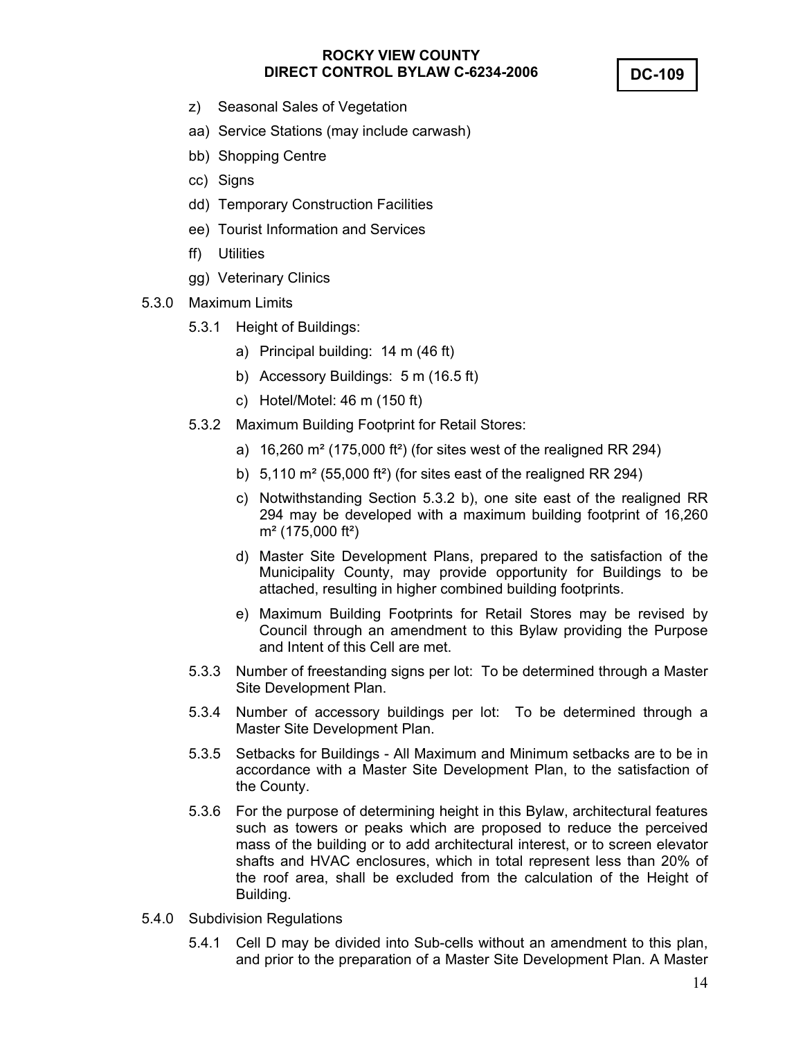z) Seasonal Sales of Vegetation

aa) Service Stations (may include carwash)

bb) Shopping Centre

cc) Signs

dd) Temporary Construction Facilities

ee) Tourist Information and Services

ff) Utilities

gg) Veterinary Clinics

5.3.0 Maximum Limits

5.3.1 Height of Buildings:

a) Principal building: 14 m (46 ft)

b) Accessory Buildings: 5 m (16.5 ft)

c) Hotel/Motel: 46 m (150 ft)

5.3.2 Maximum Building Footprint for Retail Stores:

a) 16,260 m² (175,000 ft²) (for sites west of the realigned RR 294)

b) 5,110 m² (55,000 ft²) (for sites east of the realigned RR 294)

c) Notwithstanding Section 5.3.2 b), one site east of the realigned RR 294 may be developed with a maximum building footprint of 16,260 m² (175,000 ft²)

d) Master Site Development Plans, prepared to the satisfaction of the Municipality County, may provide opportunity for Buildings to be attached, resulting in higher combined building footprints.

e) Maximum Building Footprints for Retail Stores may be revised by Council through an amendment to this Bylaw providing the Purpose and Intent of this Cell are met.

5.3.3 Number of freestanding signs per lot: To be determined through a Master Site Development Plan.

5.3.4 Number of accessory buildings per lot: To be determined through a Master Site Development Plan.

5.3.5 Setbacks for Buildings - All Maximum and Minimum setbacks are to be in accordance with a Master Site Development Plan, to the satisfaction of the County.

5.3.6 For the purpose of determining height in this Bylaw, architectural features such as towers or peaks which are proposed to reduce the perceived mass of the building or to add architectural interest, or to screen elevator shafts and HVAC enclosures, which in total represent less than 20% of the roof area, shall be excluded from the calculation of the Height of Building.

5.4.0 Subdivision Regulations

5.4.1 Cell D may be divided into Sub-cells without an amendment to this plan, and prior to the preparation of a Master Site Development Plan. A Master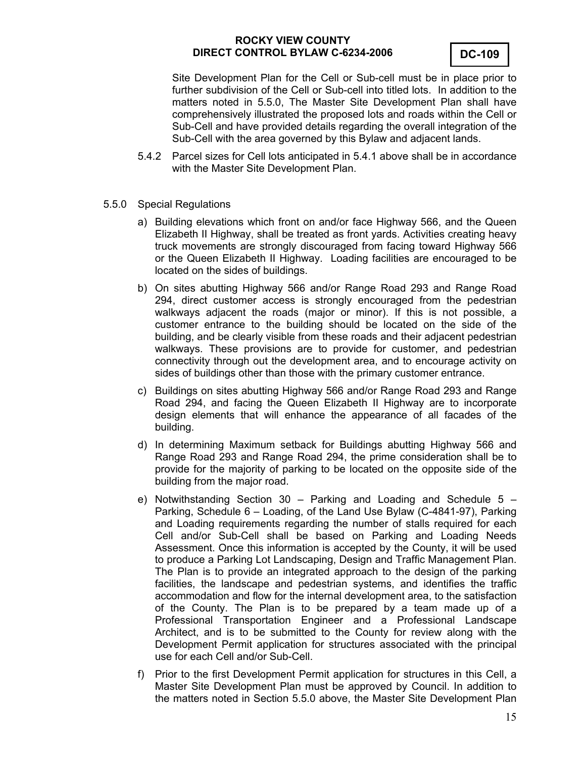Site Development Plan for the Cell or Sub-cell must be in place prior to further subdivision of the Cell or Sub-cell into titled lots. In addition to the matters noted in 5.5.0, The Master Site Development Plan shall have comprehensively illustrated the proposed lots and roads within the Cell or Sub-Cell and have provided details regarding the overall integration of the Sub-Cell with the area governed by this Bylaw and adjacent lands.

5.4.2 Parcel sizes for Cell lots anticipated in 5.4.1 above shall be in accordance with the Master Site Development Plan.

5.5.0 Special Regulations

a) Building elevations which front on and/or face Highway 566, and the Queen Elizabeth II Highway, shall be treated as front yards. Activities creating heavy truck movements are strongly discouraged from facing toward Highway 566 or the Queen Elizabeth II Highway. Loading facilities are encouraged to be located on the sides of buildings.

b) On sites abutting Highway 566 and/or Range Road 293 and Range Road 294, direct customer access is strongly encouraged from the pedestrian walkways adjacent the roads (major or minor). If this is not possible, a customer entrance to the building should be located on the side of the building, and be clearly visible from these roads and their adjacent pedestrian walkways. These provisions are to provide for customer, and pedestrian connectivity through out the development area, and to encourage activity on sides of buildings other than those with the primary customer entrance.

c) Buildings on sites abutting Highway 566 and/or Range Road 293 and Range Road 294, and facing the Queen Elizabeth II Highway are to incorporate design elements that will enhance the appearance of all facades of the building.

d) In determining Maximum setback for Buildings abutting Highway 566 and Range Road 293 and Range Road 294, the prime consideration shall be to provide for the majority of parking to be located on the opposite side of the building from the major road.

e) Notwithstanding Section 30 – Parking and Loading and Schedule 5 – Parking, Schedule 6 – Loading, of the Land Use Bylaw (C-4841-97), Parking and Loading requirements regarding the number of stalls required for each Cell and/or Sub-Cell shall be based on Parking and Loading Needs Assessment. Once this information is accepted by the County, it will be used to produce a Parking Lot Landscaping, Design and Traffic Management Plan. The Plan is to provide an integrated approach to the design of the parking facilities, the landscape and pedestrian systems, and identifies the traffic accommodation and flow for the internal development area, to the satisfaction of the County. The Plan is to be prepared by a team made up of a Professional Transportation Engineer and a Professional Landscape Architect, and is to be submitted to the County for review along with the Development Permit application for structures associated with the principal use for each Cell and/or Sub-Cell.

f) Prior to the first Development Permit application for structures in this Cell, a Master Site Development Plan must be approved by Council. In addition to the matters noted in Section 5.5.0 above, the Master Site Development Plan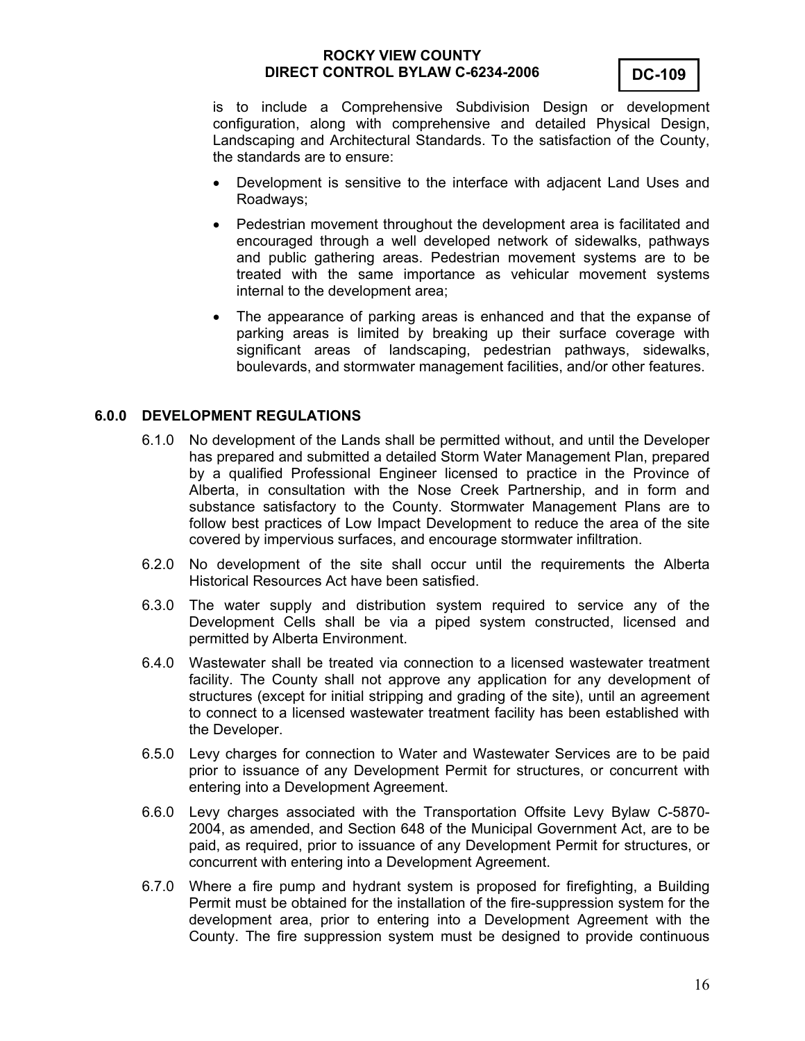is to include a Comprehensive Subdivision Design or development configuration, along with comprehensive and detailed Physical Design, Landscaping and Architectural Standards. To the satisfaction of the County, the standards are to ensure:

- Development is sensitive to the interface with adjacent Land Uses and Roadways;
- Pedestrian movement throughout the development area is facilitated and encouraged through a well developed network of sidewalks, pathways and public gathering areas. Pedestrian movement systems are to be treated with the same importance as vehicular movement systems internal to the development area;
- The appearance of parking areas is enhanced and that the expanse of parking areas is limited by breaking up their surface coverage with significant areas of landscaping, pedestrian pathways, sidewalks, boulevards, and stormwater management facilities, and/or other features.

## 6.0.0 DEVELOPMENT REGULATIONS

6.1.0 No development of the Lands shall be permitted without, and until the Developer has prepared and submitted a detailed Storm Water Management Plan, prepared by a qualified Professional Engineer licensed to practice in the Province of Alberta, in consultation with the Nose Creek Partnership, and in form and substance satisfactory to the County. Stormwater Management Plans are to follow best practices of Low Impact Development to reduce the area of the site covered by impervious surfaces, and encourage stormwater infiltration.

6.2.0 No development of the site shall occur until the requirements the Alberta Historical Resources Act have been satisfied.

6.3.0 The water supply and distribution system required to service any of the Development Cells shall be via a piped system constructed, licensed and permitted by Alberta Environment.

6.4.0 Wastewater shall be treated via connection to a licensed wastewater treatment facility. The County shall not approve any application for any development of structures (except for initial stripping and grading of the site), until an agreement to connect to a licensed wastewater treatment facility has been established with the Developer.

6.5.0 Levy charges for connection to Water and Wastewater Services are to be paid prior to issuance of any Development Permit for structures, or concurrent with entering into a Development Agreement.

6.6.0 Levy charges associated with the Transportation Offsite Levy Bylaw C-5870-2004, as amended, and Section 648 of the Municipal Government Act, are to be paid, as required, prior to issuance of any Development Permit for structures, or concurrent with entering into a Development Agreement.

6.7.0 Where a fire pump and hydrant system is proposed for firefighting, a Building Permit must be obtained for the installation of the fire-suppression system for the development area, prior to entering into a Development Agreement with the County. The fire suppression system must be designed to provide continuous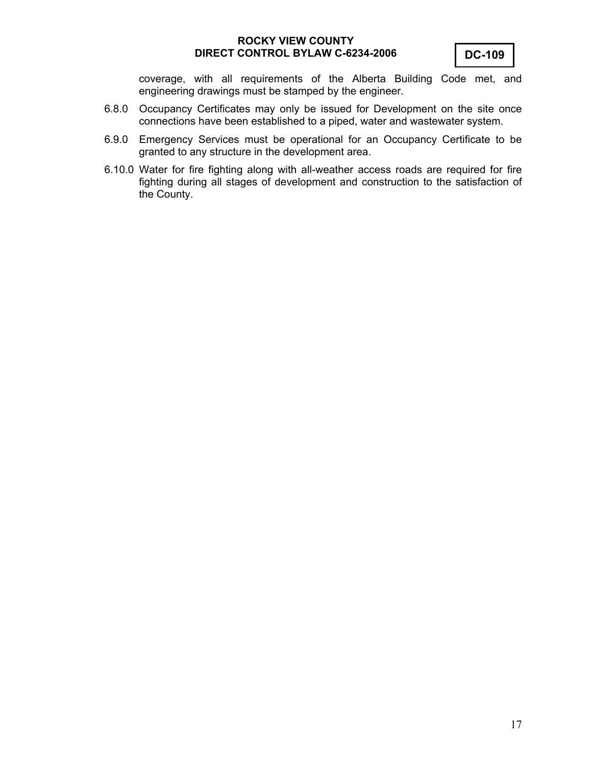coverage, with all requirements of the Alberta Building Code met, and engineering drawings must be stamped by the engineer.

6.8.0 Occupancy Certificates may only be issued for Development on the site once connections have been established to a piped, water and wastewater system.

6.9.0 Emergency Services must be operational for an Occupancy Certificate to be granted to any structure in the development area.

6.10.0 Water for fire fighting along with all-weather access roads are required for fire fighting during all stages of development and construction to the satisfaction of the County.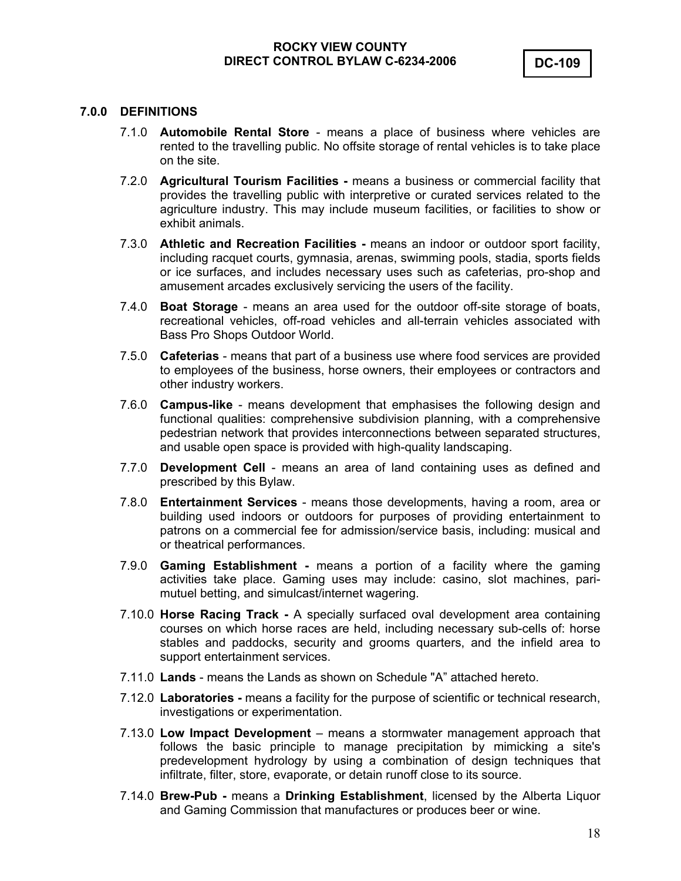## 7.0.0 DEFINITIONS

7.1.0 **Automobile Rental Store** - means a place of business where vehicles are rented to the travelling public. No offsite storage of rental vehicles is to take place on the site.

7.2.0 **Agricultural Tourism Facilities -** means a business or commercial facility that provides the travelling public with interpretive or curated services related to the agriculture industry. This may include museum facilities, or facilities to show or exhibit animals.

7.3.0 **Athletic and Recreation Facilities -** means an indoor or outdoor sport facility, including racquet courts, gymnasia, arenas, swimming pools, stadia, sports fields or ice surfaces, and includes necessary uses such as cafeterias, pro-shop and amusement arcades exclusively servicing the users of the facility.

7.4.0 **Boat Storage** - means an area used for the outdoor off-site storage of boats, recreational vehicles, off-road vehicles and all-terrain vehicles associated with Bass Pro Shops Outdoor World.

7.5.0 **Cafeterias** - means that part of a business use where food services are provided to employees of the business, horse owners, their employees or contractors and other industry workers.

7.6.0 **Campus-like** - means development that emphasises the following design and functional qualities: comprehensive subdivision planning, with a comprehensive pedestrian network that provides interconnections between separated structures, and usable open space is provided with high-quality landscaping.

7.7.0 **Development Cell** - means an area of land containing uses as defined and prescribed by this Bylaw.

7.8.0 **Entertainment Services** - means those developments, having a room, area or building used indoors or outdoors for purposes of providing entertainment to patrons on a commercial fee for admission/service basis, including: musical and or theatrical performances.

7.9.0 **Gaming Establishment -** means a portion of a facility where the gaming activities take place. Gaming uses may include: casino, slot machines, pari-mutuel betting, and simulcast/internet wagering.

7.10.0 **Horse Racing Track -** A specially surfaced oval development area containing courses on which horse races are held, including necessary sub-cells of: horse stables and paddocks, security and grooms quarters, and the infield area to support entertainment services.

7.11.0 **Lands** - means the Lands as shown on Schedule "A" attached hereto.

7.12.0 **Laboratories -** means a facility for the purpose of scientific or technical research, investigations or experimentation.

7.13.0 **Low Impact Development** – means a stormwater management approach that follows the basic principle to manage precipitation by mimicking a site's predevelopment hydrology by using a combination of design techniques that infiltrate, filter, store, evaporate, or detain runoff close to its source.

7.14.0 **Brew-Pub -** means a **Drinking Establishment**, licensed by the Alberta Liquor and Gaming Commission that manufactures or produces beer or wine.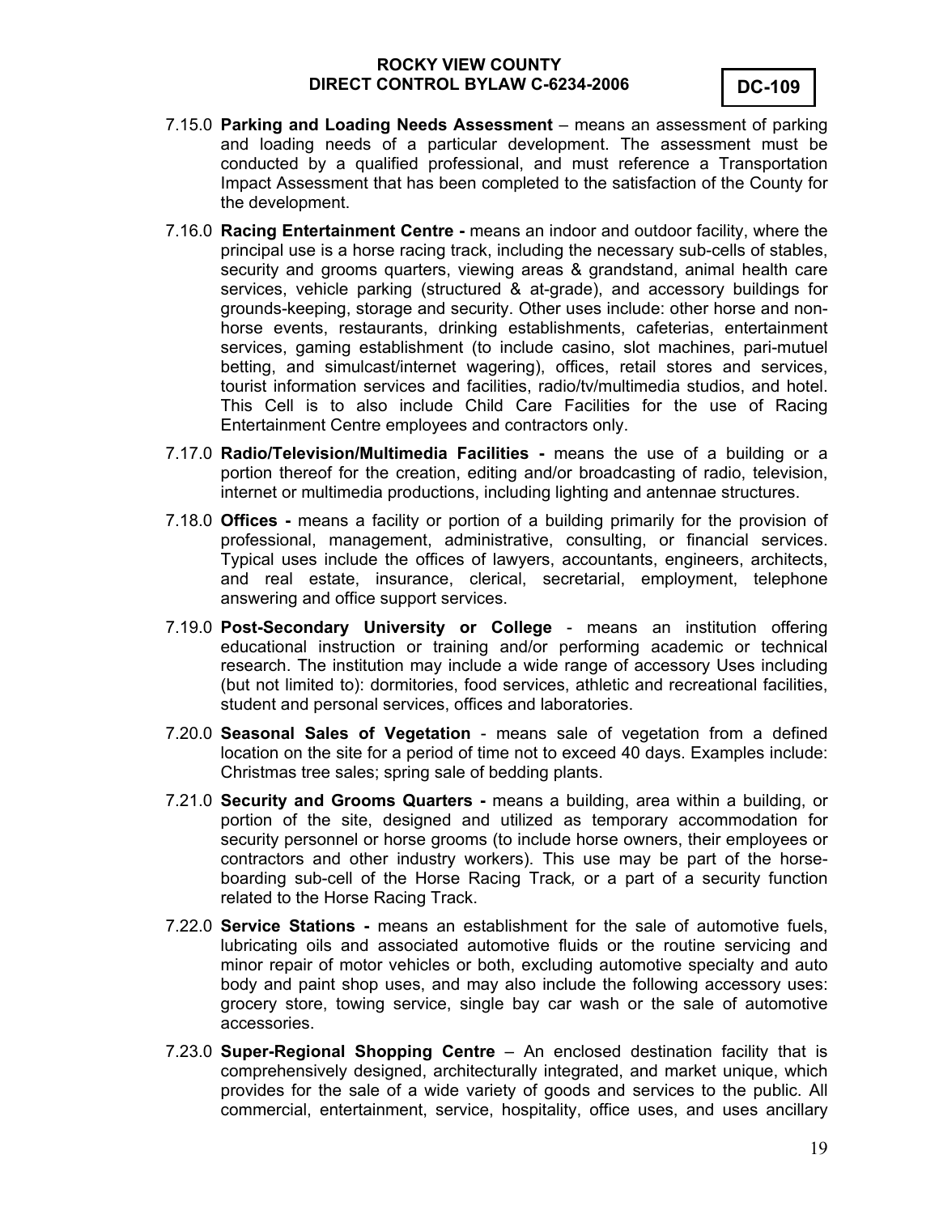7.15.0 **Parking and Loading Needs Assessment** – means an assessment of parking and loading needs of a particular development. The assessment must be conducted by a qualified professional, and must reference a Transportation Impact Assessment that has been completed to the satisfaction of the County for the development.

7.16.0 **Racing Entertainment Centre -** means an indoor and outdoor facility, where the principal use is a horse racing track, including the necessary sub-cells of stables, security and grooms quarters, viewing areas & grandstand, animal health care services, vehicle parking (structured & at-grade), and accessory buildings for grounds-keeping, storage and security. Other uses include: other horse and non-horse events, restaurants, drinking establishments, cafeterias, entertainment services, gaming establishment (to include casino, slot machines, pari-mutuel betting, and simulcast/internet wagering), offices, retail stores and services, tourist information services and facilities, radio/tv/multimedia studios, and hotel. This Cell is to also include Child Care Facilities for the use of Racing Entertainment Centre employees and contractors only.

7.17.0 **Radio/Television/Multimedia Facilities -** means the use of a building or a portion thereof for the creation, editing and/or broadcasting of radio, television, internet or multimedia productions, including lighting and antennae structures.

7.18.0 **Offices -** means a facility or portion of a building primarily for the provision of professional, management, administrative, consulting, or financial services. Typical uses include the offices of lawyers, accountants, engineers, architects, and real estate, insurance, clerical, secretarial, employment, telephone answering and office support services.

7.19.0 **Post-Secondary University or College** - means an institution offering educational instruction or training and/or performing academic or technical research. The institution may include a wide range of accessory Uses including (but not limited to): dormitories, food services, athletic and recreational facilities, student and personal services, offices and laboratories.

7.20.0 **Seasonal Sales of Vegetation** - means sale of vegetation from a defined location on the site for a period of time not to exceed 40 days. Examples include: Christmas tree sales; spring sale of bedding plants.

7.21.0 **Security and Grooms Quarters -** means a building, area within a building, or portion of the site, designed and utilized as temporary accommodation for security personnel or horse grooms (to include horse owners, their employees or contractors and other industry workers). This use may be part of the horse-boarding sub-cell of the Horse Racing Track*,* or a part of a security function related to the Horse Racing Track.

7.22.0 **Service Stations -** means an establishment for the sale of automotive fuels, lubricating oils and associated automotive fluids or the routine servicing and minor repair of motor vehicles or both, excluding automotive specialty and auto body and paint shop uses, and may also include the following accessory uses: grocery store, towing service, single bay car wash or the sale of automotive accessories.

7.23.0 **Super-Regional Shopping Centre** – An enclosed destination facility that is comprehensively designed, architecturally integrated, and market unique, which provides for the sale of a wide variety of goods and services to the public. All commercial, entertainment, service, hospitality, office uses, and uses ancillary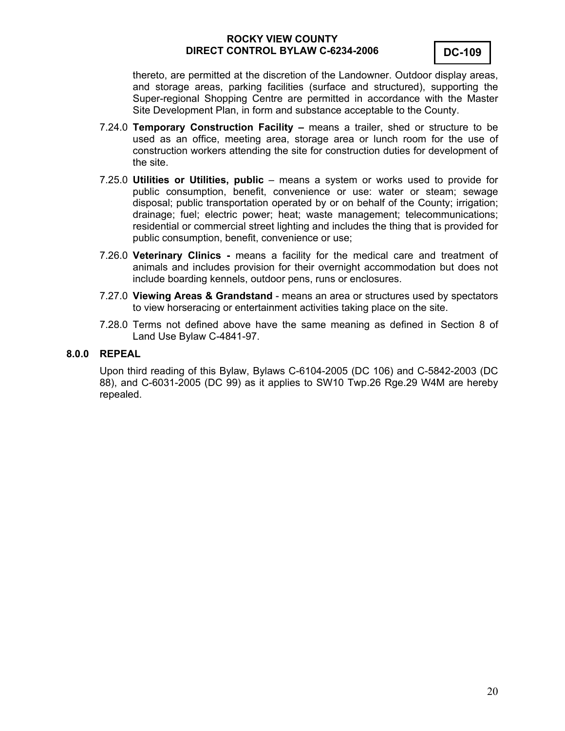thereto, are permitted at the discretion of the Landowner. Outdoor display areas, and storage areas, parking facilities (surface and structured), supporting the Super-regional Shopping Centre are permitted in accordance with the Master Site Development Plan, in form and substance acceptable to the County.

7.24.0 **Temporary Construction Facility –** means a trailer, shed or structure to be used as an office, meeting area, storage area or lunch room for the use of construction workers attending the site for construction duties for development of the site.

7.25.0 **Utilities or Utilities, public** – means a system or works used to provide for public consumption, benefit, convenience or use: water or steam; sewage disposal; public transportation operated by or on behalf of the County; irrigation; drainage; fuel; electric power; heat; waste management; telecommunications; residential or commercial street lighting and includes the thing that is provided for public consumption, benefit, convenience or use;

7.26.0 **Veterinary Clinics -** means a facility for the medical care and treatment of animals and includes provision for their overnight accommodation but does not include boarding kennels, outdoor pens, runs or enclosures.

7.27.0 **Viewing Areas & Grandstand** - means an area or structures used by spectators to view horseracing or entertainment activities taking place on the site.

7.28.0 Terms not defined above have the same meaning as defined in Section 8 of Land Use Bylaw C-4841-97.

## 8.0.0 REPEAL

Upon third reading of this Bylaw, Bylaws C-6104-2005 (DC 106) and C-5842-2003 (DC 88), and C-6031-2005 (DC 99) as it applies to SW10 Twp.26 Rge.29 W4M are hereby repealed.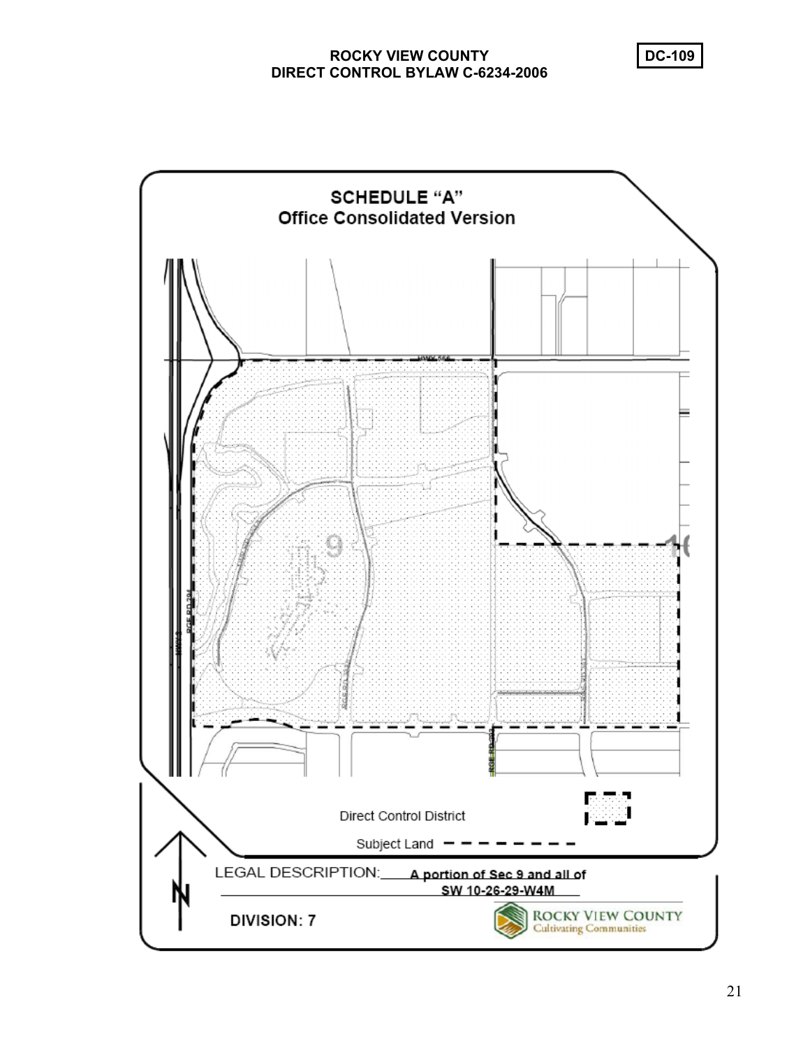**ROCKY VIEW COUNTY**
**DIRECT CONTROL BYLAW C-6234-2006**

**DC-109**

## SCHEDULE "A"
### Office Consolidated Version

Direct Control District

Subject Land

LEGAL DESCRIPTION: A portion of Sec 9 and all of SW 10-26-29-W4M

DIVISION: 7

ROCKY VIEW COUNTY
Cultivating Communities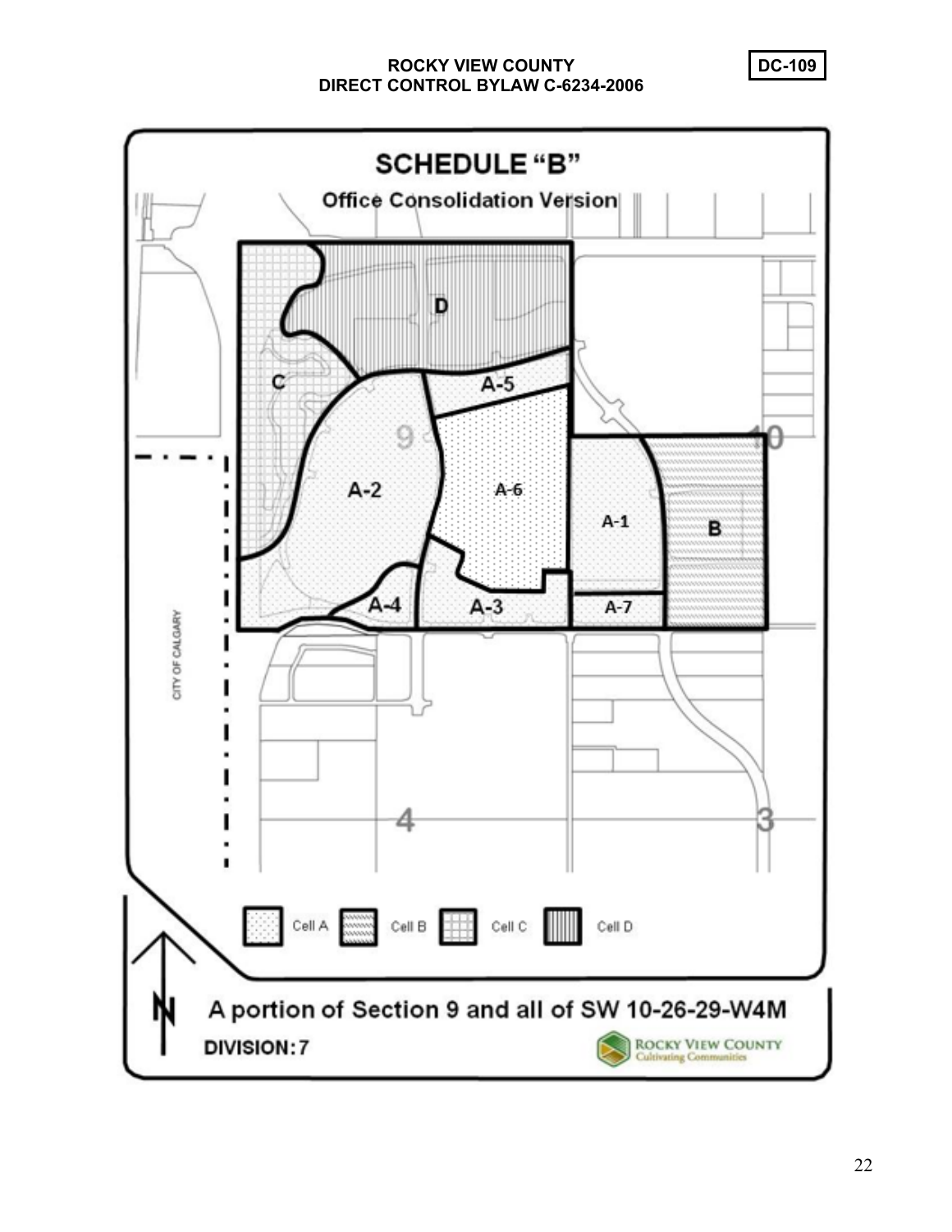**ROCKY VIEW COUNTY**
**DIRECT CONTROL BYLAW C-6234-2006**

**DC-109**

## SCHEDULE "B"

### Office Consolidation Version

D

C

A-5

9

A-2

A-6

A-1

B

10

A-4

A-3

A-7

CITY OF CALGARY

4

3

Cell A   Cell B   Cell C   Cell D

**A portion of Section 9 and all of SW 10-26-29-W4M**

**DIVISION: 7**

ROCKY VIEW COUNTY
Cultivating Communities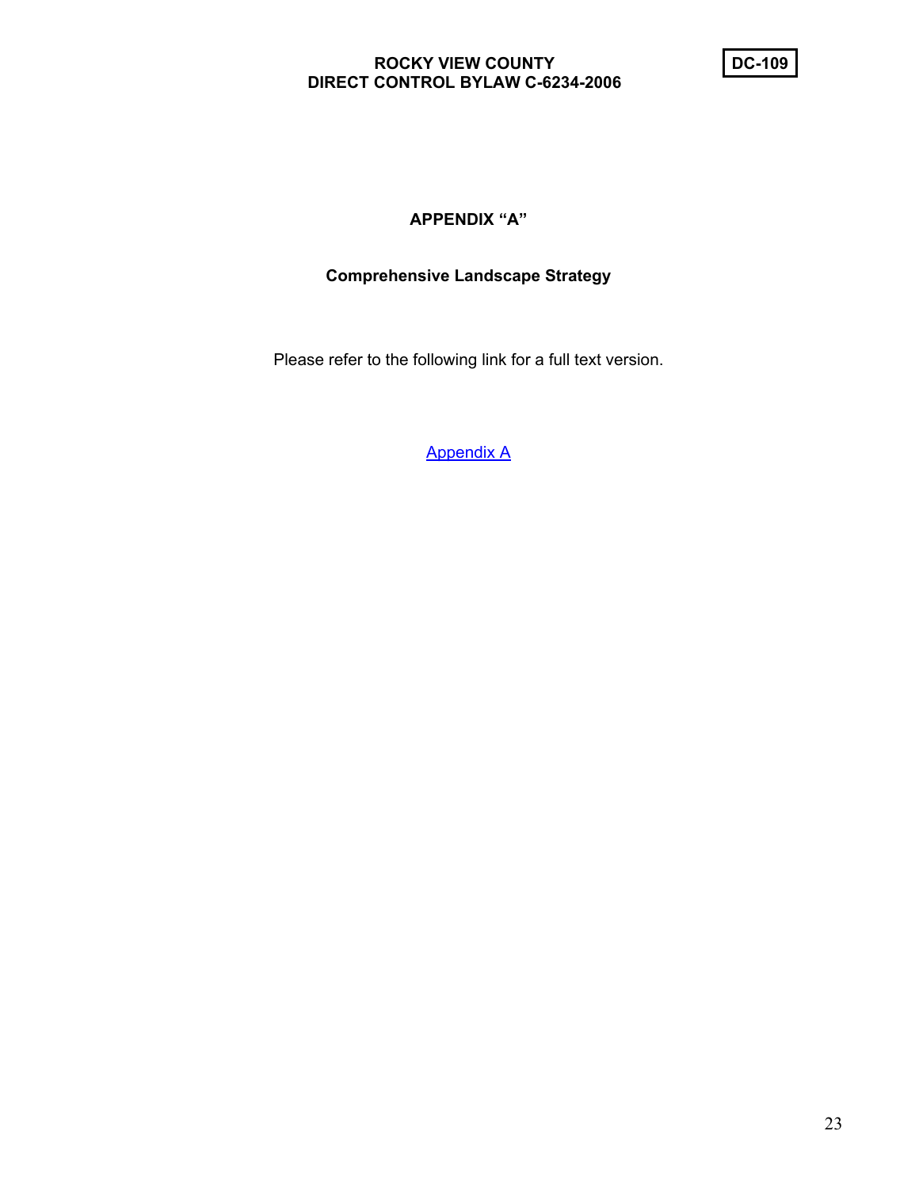# APPENDIX "A"

## Comprehensive Landscape Strategy

Please refer to the following link for a full text version.

Appendix A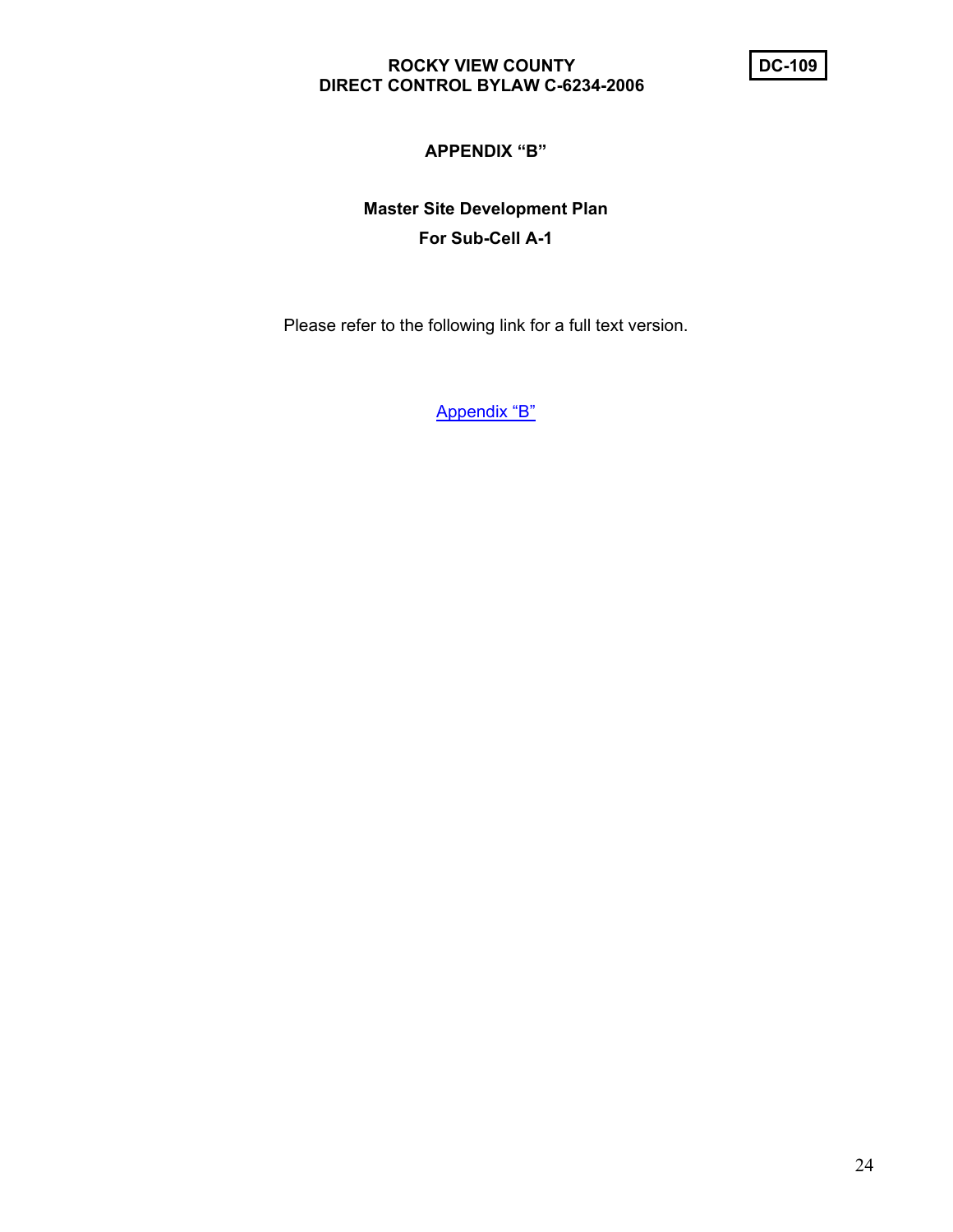## APPENDIX "B"

### Master Site Development Plan

### For Sub-Cell A-1

Please refer to the following link for a full text version.

Appendix "B"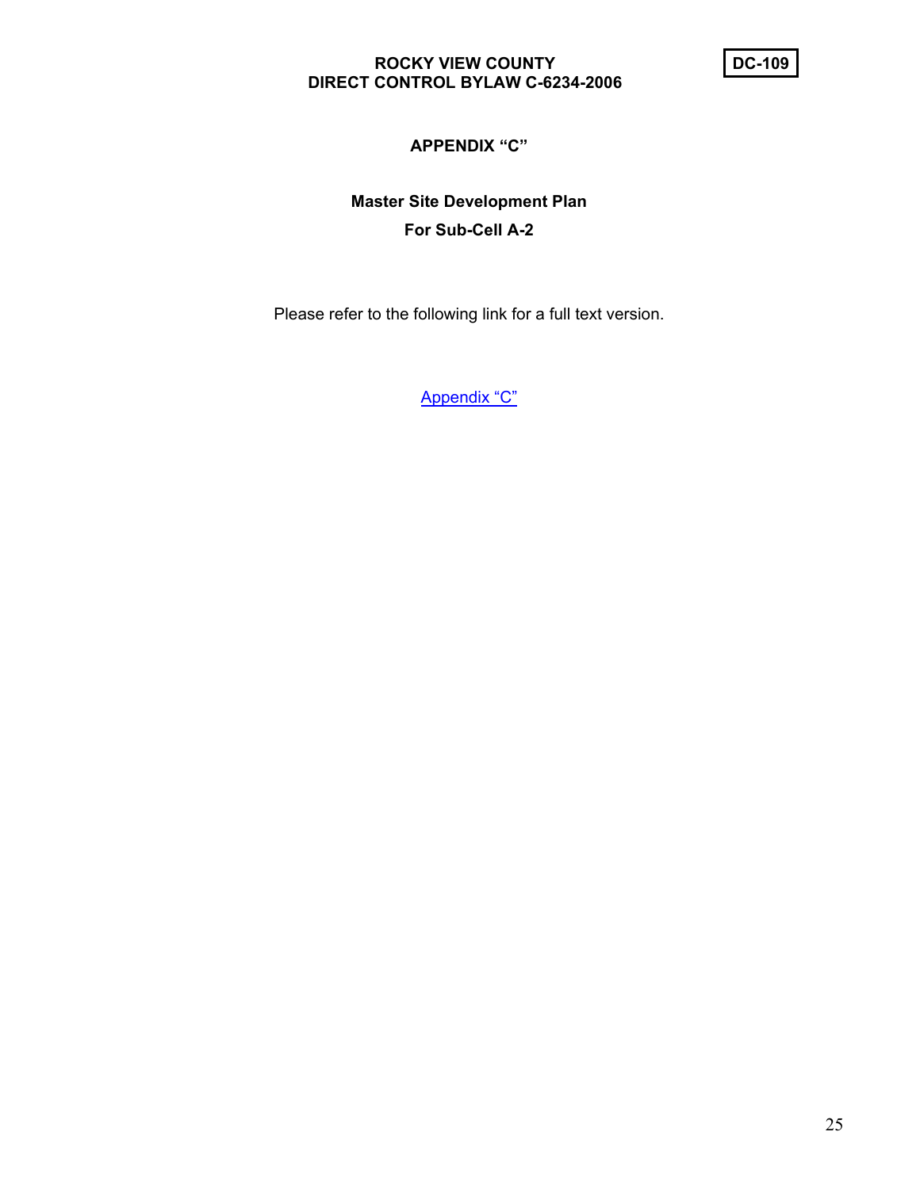# APPENDIX "C"

## Master Site Development Plan

## For Sub-Cell A-2

Please refer to the following link for a full text version.

Appendix "C"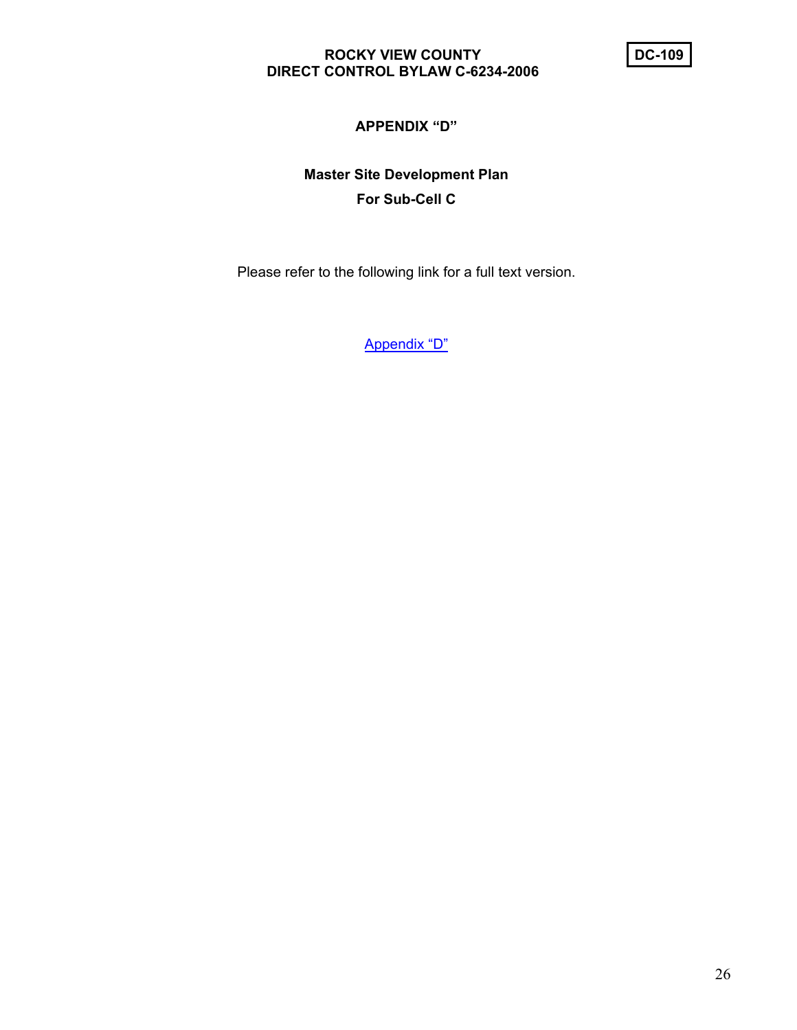## APPENDIX "D"

### Master Site Development Plan
### For Sub-Cell C

Please refer to the following link for a full text version.

Appendix "D"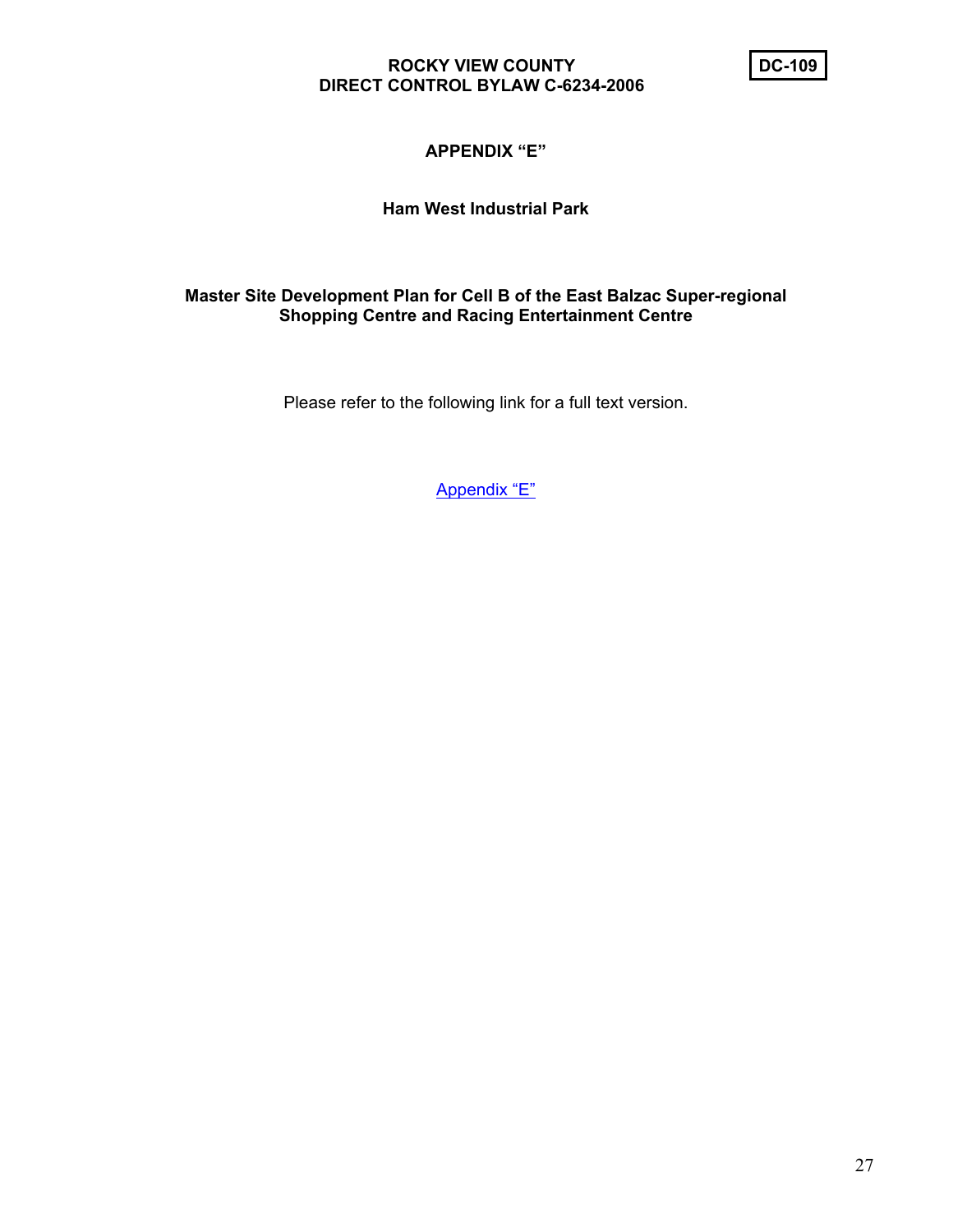# APPENDIX "E"

## Ham West Industrial Park

### Master Site Development Plan for Cell B of the East Balzac Super-regional Shopping Centre and Racing Entertainment Centre

Please refer to the following link for a full text version.

Appendix "E"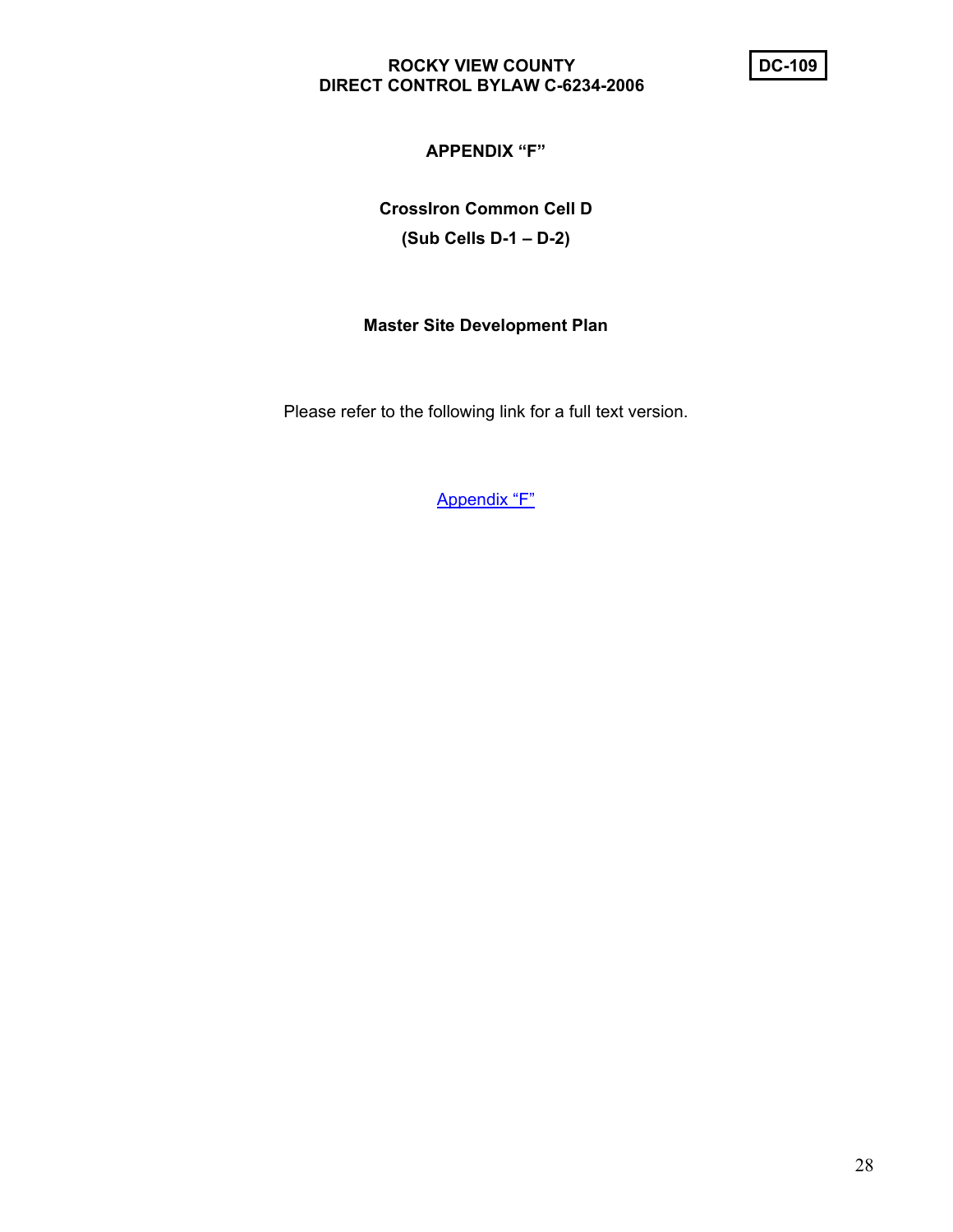# APPENDIX "F"

## CrossIron Common Cell D

## (Sub Cells D-1 – D-2)

## Master Site Development Plan

Please refer to the following link for a full text version.

Appendix "F"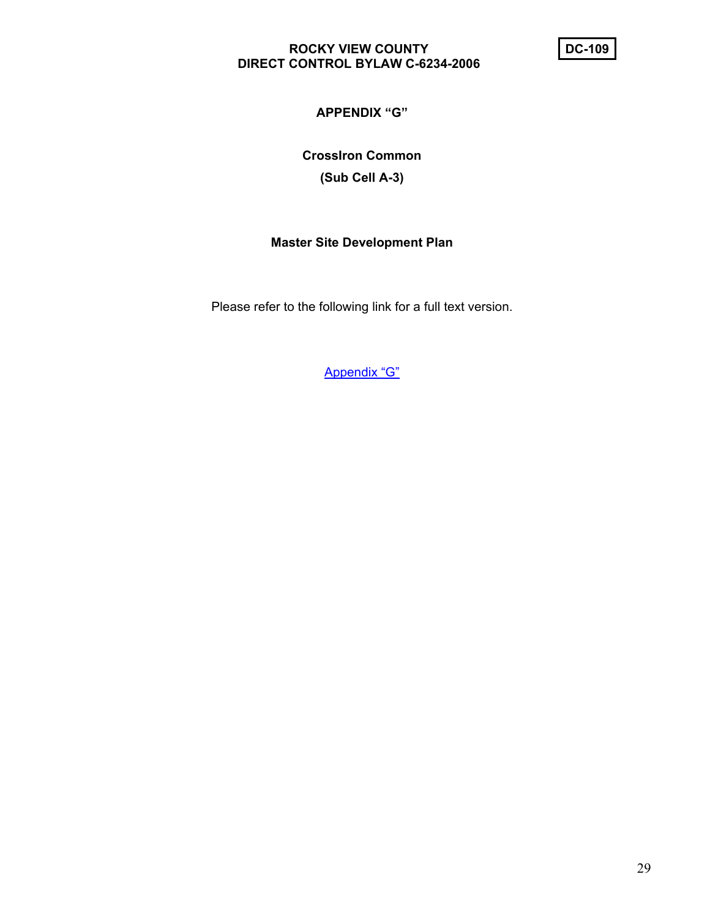# APPENDIX "G"

## CrossIron Common

## (Sub Cell A-3)

## Master Site Development Plan

Please refer to the following link for a full text version.

Appendix "G"